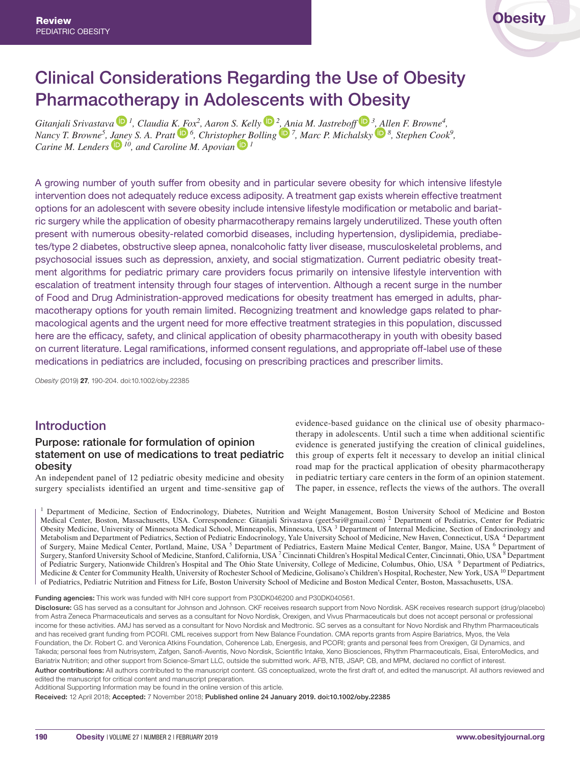Review
PEDIATRIC OBESITY

# Clinical Considerations Regarding the Use of Obesity Pharmacotherapy in Adolescents with Obesity

*Gitanjali Srivastava*[1]*, Claudia K. Fox*[2]*, Aaron S. Kelly*[2]*, Ania M. Jastreboff*[3]*, Allen F. Browne*[4]*, Nancy T. Browne*[5]*, Janey S. A. Pratt*[6]*, Christopher Bolling*[7]*, Marc P. Michalsky*[8]*, Stephen Cook*[9]*, Carine M. Lenders*[10]*, and Caroline M. Apovian*[1]

A growing number of youth suffer from obesity and in particular severe obesity for which intensive lifestyle intervention does not adequately reduce excess adiposity. A treatment gap exists wherein effective treatment options for an adolescent with severe obesity include intensive lifestyle modification or metabolic and bariatric surgery while the application of obesity pharmacotherapy remains largely underutilized. These youth often present with numerous obesity-related comorbid diseases, including hypertension, dyslipidemia, prediabetes/type 2 diabetes, obstructive sleep apnea, nonalcoholic fatty liver disease, musculoskeletal problems, and psychosocial issues such as depression, anxiety, and social stigmatization. Current pediatric obesity treatment algorithms for pediatric primary care providers focus primarily on intensive lifestyle intervention with escalation of treatment intensity through four stages of intervention. Although a recent surge in the number of Food and Drug Administration-approved medications for obesity treatment has emerged in adults, pharmacotherapy options for youth remain limited. Recognizing treatment and knowledge gaps related to pharmacological agents and the urgent need for more effective treatment strategies in this population, discussed here are the efficacy, safety, and clinical application of obesity pharmacotherapy in youth with obesity based on current literature. Legal ramifications, informed consent regulations, and appropriate off-label use of these medications in pediatrics are included, focusing on prescribing practices and prescriber limits.

*Obesity* (2019) **27**, 190-204. doi:10.1002/oby.22385

## Introduction

### Purpose: rationale for formulation of opinion statement on use of medications to treat pediatric obesity

An independent panel of 12 pediatric obesity medicine and obesity surgery specialists identified an urgent and time-sensitive gap of evidence-based guidance on the clinical use of obesity pharmacotherapy in adolescents. Until such a time when additional scientific evidence is generated justifying the creation of clinical guidelines, this group of experts felt it necessary to develop an initial clinical road map for the practical application of obesity pharmacotherapy in pediatric tertiary care centers in the form of an opinion statement. The paper, in essence, reflects the views of the authors. The overall

[1] Department of Medicine, Section of Endocrinology, Diabetes, Nutrition and Weight Management, Boston University School of Medicine and Boston Medical Center, Boston, Massachusetts, USA. Correspondence: Gitanjali Srivastava (geet5sri@gmail.com) [2] Department of Pediatrics, Center for Pediatric Obesity Medicine, University of Minnesota Medical School, Minneapolis, Minnesota, USA [3] Department of Internal Medicine, Section of Endocrinology and Metabolism and Department of Pediatrics, Section of Pediatric Endocrinology, Yale University School of Medicine, New Haven, Connecticut, USA [4] Department of Surgery, Maine Medical Center, Portland, Maine, USA [5] Department of Pediatrics, Eastern Maine Medical Center, Bangor, Maine, USA [6] Department of Surgery, Stanford University School of Medicine, Stanford, California, USA [7] Cincinnati Children's Hospital Medical Center, Cincinnati, Ohio, USA [8] Department of Pediatric Surgery, Nationwide Children's Hospital and The Ohio State University, College of Medicine, Columbus, Ohio, USA [9] Department of Pediatrics, Medicine & Center for Community Health, University of Rochester School of Medicine, Golisano's Children's Hospital, Rochester, New York, USA [10] Department of Pediatrics, Pediatric Nutrition and Fitness for Life, Boston University School of Medicine and Boston Medical Center, Boston, Massachusetts, USA.

**Funding agencies:** This work was funded with NIH core support from P30DK046200 and P30DK040561.

**Disclosure:** GS has served as a consultant for Johnson and Johnson. CKF receives research support from Novo Nordisk. ASK receives research support (drug/placebo) from Astra Zeneca Pharmaceuticals and serves as a consultant for Novo Nordisk, Orexigen, and Vivus Pharmaceuticals but does not accept personal or professional income for these activities. AMJ has served as a consultant for Novo Nordisk and Medtronic. SC serves as a consultant for Novo Nordisk and Rhythm Pharmaceuticals and has received grant funding from PCORI. CML receives support from New Balance Foundation. CMA reports grants from Aspire Bariatrics, Myos, the Vela Foundation, the Dr. Robert C. and Veronica Atkins Foundation, Coherence Lab, Energesis, and PCORI; grants and personal fees from Orexigen, GI Dynamics, and Takeda; personal fees from Nutrisystem, Zafgen, Sanofi-Aventis, Novo Nordisk, Scientific Intake, Xeno Biosciences, Rhythm Pharmaceuticals, Eisai, EnteroMedics, and Bariatrix Nutrition; and other support from Science-Smart LLC, outside the submitted work. AFB, NTB, JSAP, CB, and MPM, declared no conflict of interest.

**Author contributions:** All authors contributed to the manuscript content. GS conceptualized, wrote the first draft of, and edited the manuscript. All authors reviewed and edited the manuscript for critical content and manuscript preparation.

Additional Supporting Information may be found in the online version of this article.

**Received:** 12 April 2018; **Accepted:** 7 November 2018; **Published online 24 January 2019. doi:10.1002/oby.22385**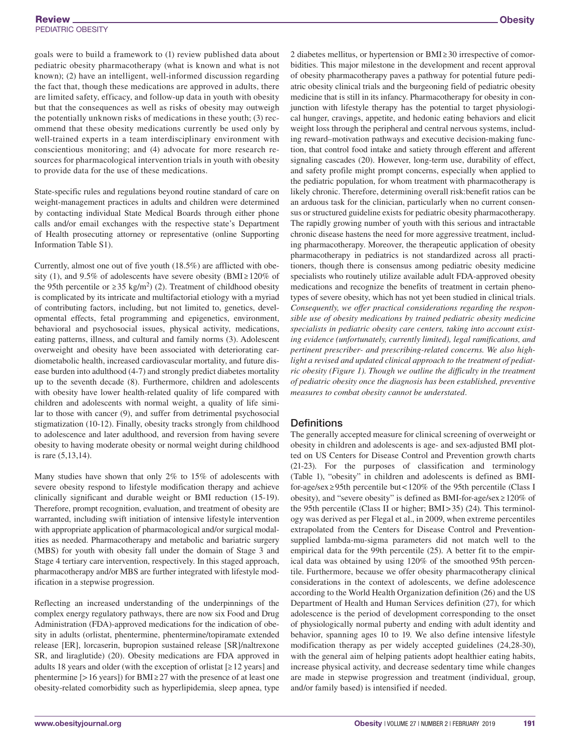goals were to build a framework to (1) review published data about pediatric obesity pharmacotherapy (what is known and what is not known); (2) have an intelligent, well-informed discussion regarding the fact that, though these medications are approved in adults, there are limited safety, efficacy, and follow-up data in youth with obesity but that the consequences as well as risks of obesity may outweigh the potentially unknown risks of medications in these youth; (3) recommend that these obesity medications currently be used only by well-trained experts in a team interdisciplinary environment with conscientious monitoring; and (4) advocate for more research resources for pharmacological intervention trials in youth with obesity to provide data for the use of these medications.

State-specific rules and regulations beyond routine standard of care on weight-management practices in adults and children were determined by contacting individual State Medical Boards through either phone calls and/or email exchanges with the respective state's Department of Health prosecuting attorney or representative (online Supporting Information Table S1).

Currently, almost one out of five youth (18.5%) are afflicted with obesity (1), and 9.5% of adolescents have severe obesity (BMI ≥ 120% of the 95th percentile or ≥ 35 kg/m$^2$) (2). Treatment of childhood obesity is complicated by its intricate and multifactorial etiology with a myriad of contributing factors, including, but not limited to, genetics, developmental effects, fetal programming and epigenetics, environment, behavioral and psychosocial issues, physical activity, medications, eating patterns, illness, and cultural and family norms (3). Adolescent overweight and obesity have been associated with deteriorating cardiometabolic health, increased cardiovascular mortality, and future disease burden into adulthood (4-7) and strongly predict diabetes mortality up to the seventh decade (8). Furthermore, children and adolescents with obesity have lower health-related quality of life compared with children and adolescents with normal weight, a quality of life similar to those with cancer (9), and suffer from detrimental psychosocial stigmatization (10-12). Finally, obesity tracks strongly from childhood to adolescence and later adulthood, and reversion from having severe obesity to having moderate obesity or normal weight during childhood is rare (5,13,14).

Many studies have shown that only 2% to 15% of adolescents with severe obesity respond to lifestyle modification therapy and achieve clinically significant and durable weight or BMI reduction (15-19). Therefore, prompt recognition, evaluation, and treatment of obesity are warranted, including swift initiation of intensive lifestyle intervention with appropriate application of pharmacological and/or surgical modalities as needed. Pharmacotherapy and metabolic and bariatric surgery (MBS) for youth with obesity fall under the domain of Stage 3 and Stage 4 tertiary care intervention, respectively. In this staged approach, pharmacotherapy and/or MBS are further integrated with lifestyle modification in a stepwise progression.

Reflecting an increased understanding of the underpinnings of the complex energy regulatory pathways, there are now six Food and Drug Administration (FDA)-approved medications for the indication of obesity in adults (orlistat, phentermine, phentermine/topiramate extended release [ER], lorcaserin, bupropion sustained release [SR]/naltrexone SR, and liraglutide) (20). Obesity medications are FDA approved in adults 18 years and older (with the exception of orlistat [≥ 12 years] and phentermine [> 16 years]) for BMI ≥ 27 with the presence of at least one obesity-related comorbidity such as hyperlipidemia, sleep apnea, type 2 diabetes mellitus, or hypertension or BMI ≥ 30 irrespective of comorbidities. This major milestone in the development and recent approval of obesity pharmacotherapy paves a pathway for potential future pediatric obesity clinical trials and the burgeoning field of pediatric obesity medicine that is still in its infancy. Pharmacotherapy for obesity in conjunction with lifestyle therapy has the potential to target physiological hunger, cravings, appetite, and hedonic eating behaviors and elicit weight loss through the peripheral and central nervous systems, including reward–motivation pathways and executive decision-making function, that control food intake and satiety through efferent and afferent signaling cascades (20). However, long-term use, durability of effect, and safety profile might prompt concerns, especially when applied to the pediatric population, for whom treatment with pharmacotherapy is likely chronic. Therefore, determining overall risk:benefit ratios can be an arduous task for the clinician, particularly when no current consensus or structured guideline exists for pediatric obesity pharmacotherapy. The rapidly growing number of youth with this serious and intractable chronic disease hastens the need for more aggressive treatment, including pharmacotherapy. Moreover, the therapeutic application of obesity pharmacotherapy in pediatrics is not standardized across all practitioners, though there is consensus among pediatric obesity medicine specialists who routinely utilize available adult FDA-approved obesity medications and recognize the benefits of treatment in certain phenotypes of severe obesity, which has not yet been studied in clinical trials. *Consequently, we offer practical considerations regarding the responsible use of obesity medications by trained pediatric obesity medicine specialists in pediatric obesity care centers, taking into account existing evidence (unfortunately, currently limited), legal ramifications, and pertinent prescriber- and prescribing-related concerns. We also highlight a revised and updated clinical approach to the treatment of pediatric obesity (Figure 1). Though we outline the difficulty in the treatment of pediatric obesity once the diagnosis has been established, preventive measures to combat obesity cannot be understated*.

## Definitions

The generally accepted measure for clinical screening of overweight or obesity in children and adolescents is age- and sex-adjusted BMI plotted on US Centers for Disease Control and Prevention growth charts (21-23). For the purposes of classification and terminology (Table 1), "obesity" in children and adolescents is defined as BMI-for-age/sex ≥ 95th percentile but < 120% of the 95th percentile (Class I obesity), and "severe obesity" is defined as BMI-for-age/sex ≥ 120% of the 95th percentile (Class II or higher; BMI > 35) (24). This terminology was derived as per Flegal et al., in 2009, when extreme percentiles extrapolated from the Centers for Disease Control and Prevention-supplied lambda-mu-sigma parameters did not match well to the empirical data for the 99th percentile (25). A better fit to the empirical data was obtained by using 120% of the smoothed 95th percentile. Furthermore, because we offer obesity pharmacotherapy clinical considerations in the context of adolescents, we define adolescence according to the World Health Organization definition (26) and the US Department of Health and Human Services definition (27), for which adolescence is the period of development corresponding to the onset of physiologically normal puberty and ending with adult identity and behavior, spanning ages 10 to 19. We also define intensive lifestyle modification therapy as per widely accepted guidelines (24,28-30), with the general aim of helping patients adopt healthier eating habits, increase physical activity, and decrease sedentary time while changes are made in stepwise progression and treatment (individual, group, and/or family based) is intensified if needed.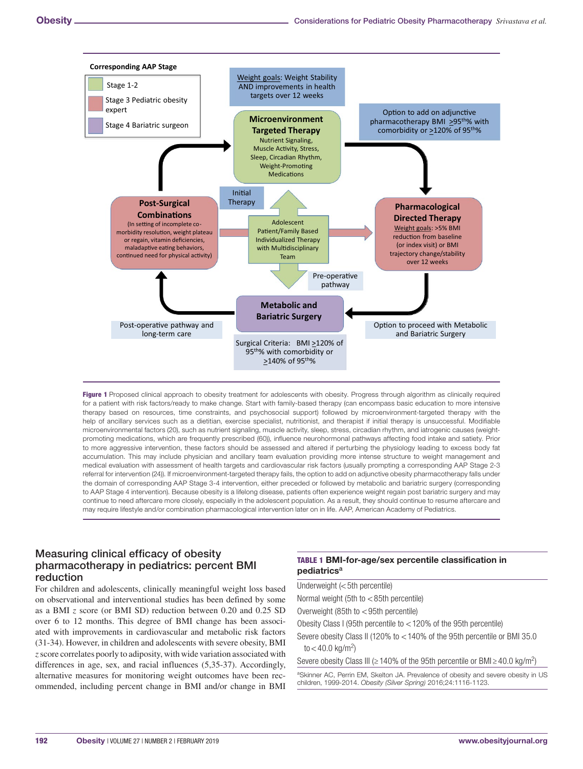Corresponding AAP Stage

- Stage 1-2
- Stage 3 Pediatric obesity expert
- Stage 4 Bariatric surgeon

Weight goals: Weight Stability AND improvements in health targets over 12 weeks

**Microenvironment Targeted Therapy**
Nutrient Signaling, Muscle Activity, Stress, Sleep, Circadian Rhythm, Weight-Promoting Medications

Option to add on adjunctive pharmacotherapy BMI ≥95th% with comorbidity or ≥120% of 95th%

Initial Therapy

**Post-Surgical Combinations**
(In setting of incomplete co-morbidity resolution, weight plateau or regain, vitamin deficiencies, maladaptive eating behaviors, continued need for physical activity)

Adolescent Patient/Family Based Individualized Therapy with Multidisciplinary Team

**Pharmacological Directed Therapy**
Weight goals: >5% BMI reduction from baseline (or index visit) or BMI trajectory change/stability over 12 weeks

Pre-operative pathway

**Metabolic and Bariatric Surgery**

Post-operative pathway and long-term care

Option to proceed with Metabolic and Bariatric Surgery

Surgical Criteria: BMI ≥120% of 95th% with comorbidity or ≥140% of 95th%

**Figure 1** Proposed clinical approach to obesity treatment for adolescents with obesity. Progress through algorithm as clinically required for a patient with risk factors/ready to make change. Start with family-based therapy (can encompass basic education to more intensive therapy based on resources, time constraints, and psychosocial support) followed by microenvironment-targeted therapy with the help of ancillary services such as a dietitian, exercise specialist, nutritionist, and therapist if initial therapy is unsuccessful. Modifiable microenvironmental factors (20), such as nutrient signaling, muscle activity, sleep, stress, circadian rhythm, and iatrogenic causes (weight-promoting medications, which are frequently prescribed (60)), influence neurohormonal pathways affecting food intake and satiety. Prior to more aggressive intervention, these factors should be assessed and altered if perturbing the physiology leading to excess body fat accumulation. This may include physician and ancillary team evaluation providing more intense structure to weight management and medical evaluation with assessment of health targets and cardiovascular risk factors (usually prompting a corresponding AAP Stage 2-3 referral for intervention (24)). If microenvironment-targeted therapy fails, the option to add on adjunctive obesity pharmacotherapy falls under the domain of corresponding AAP Stage 3-4 intervention, either preceded or followed by metabolic and bariatric surgery (corresponding to AAP Stage 4 intervention). Because obesity is a lifelong disease, patients often experience weight regain post bariatric surgery and may continue to need aftercare more closely, especially in the adolescent population. As a result, they should continue to resume aftercare and may require lifestyle and/or combination pharmacological intervention later on in life. AAP, American Academy of Pediatrics.

## Measuring clinical efficacy of obesity pharmacotherapy in pediatrics: percent BMI reduction

For children and adolescents, clinically meaningful weight loss based on observational and interventional studies has been defined by some as a BMI *z* score (or BMI SD) reduction between 0.20 and 0.25 SD over 6 to 12 months. This degree of BMI change has been associated with improvements in cardiovascular and metabolic risk factors (31-34). However, in children and adolescents with severe obesity, BMI *z* score correlates poorly to adiposity, with wide variation associated with differences in age, sex, and racial influences (5,35-37). Accordingly, alternative measures for monitoring weight outcomes have been recommended, including percent change in BMI and/or change in BMI

**TABLE 1 BMI-for-age/sex percentile classification in pediatrics[a]**

| Classification |
| --- |
| Underweight (< 5th percentile) |
| Normal weight (5th to < 85th percentile) |
| Overweight (85th to < 95th percentile) |
| Obesity Class I (95th percentile to < 120% of the 95th percentile) |
| Severe obesity Class II (120% to < 140% of the 95th percentile or BMI 35.0 to < 40.0 kg/m$^2$) |
| Severe obesity Class III (≥ 140% of the 95th percentile or BMI ≥ 40.0 kg/m$^2$) |

[a]Skinner AC, Perrin EM, Skelton JA. Prevalence of obesity and severe obesity in US children, 1999-2014. *Obesity (Silver Spring)* 2016;24:1116-1123.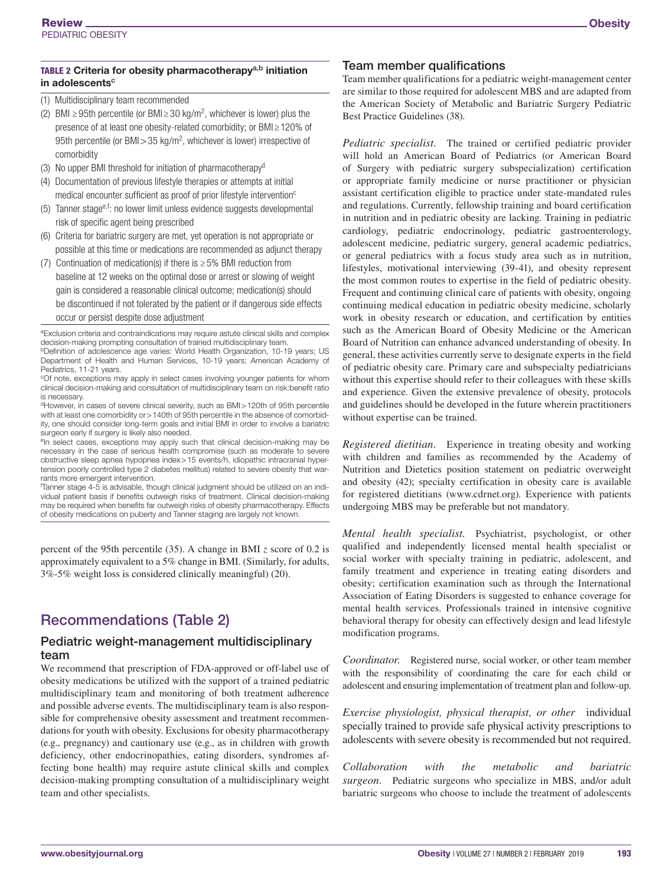**TABLE 2 Criteria for obesity pharmacotherapy[a,b] initiation in adolescents[c]**

(1) Multidisciplinary team recommended

(2) BMI ≥ 95th percentile (or BMI ≥ 30 kg/m$^2$, whichever is lower) plus the presence of at least one obesity-related comorbidity; or BMI ≥ 120% of 95th percentile (or BMI > 35 kg/m$^2$, whichever is lower) irrespective of comorbidity

(3) No upper BMI threshold for initiation of pharmacotherapy[d]

(4) Documentation of previous lifestyle therapies or attempts at initial medical encounter sufficient as proof of prior lifestyle intervention[c]

(5) Tanner stage[e,f]: no lower limit unless evidence suggests developmental risk of specific agent being prescribed

(6) Criteria for bariatric surgery are met, yet operation is not appropriate or possible at this time or medications are recommended as adjunct therapy

(7) Continuation of medication(s) if there is ≥ 5% BMI reduction from baseline at 12 weeks on the optimal dose or arrest or slowing of weight gain is considered a reasonable clinical outcome; medication(s) should be discontinued if not tolerated by the patient or if dangerous side effects occur or persist despite dose adjustment

[a]Exclusion criteria and contraindications may require astute clinical skills and complex decision-making prompting consultation of trained multidisciplinary team.
[b]Definition of adolescence age varies: World Health Organization, 10-19 years; US Department of Health and Human Services, 10-19 years; American Academy of Pediatrics, 11-21 years.
[c]Of note, exceptions may apply in select cases involving younger patients for whom clinical decision-making and consultation of multidisciplinary team on risk:benefit ratio is necessary.
[d]However, in cases of severe clinical severity, such as BMI > 120th of 95th percentile with at least one comorbidity or > 140th of 95th percentile in the absence of comorbidity, one should consider long-term goals and initial BMI in order to involve a bariatric surgeon early if surgery is likely also needed.
[e]In select cases, exceptions may apply such that clinical decision-making may be necessary in the case of serious health compromise (such as moderate to severe obstructive sleep apnea hypopnea index > 15 events/h, idiopathic intracranial hypertension poorly controlled type 2 diabetes mellitus) related to severe obesity that warrants more emergent intervention.
[f]Tanner stage 4-5 is advisable, though clinical judgment should be utilized on an individual patient basis if benefits outweigh risks of treatment. Clinical decision-making may be required when benefits far outweigh risks of obesity pharmacotherapy. Effects of obesity medications on puberty and Tanner staging are largely not known.

percent of the 95th percentile (35). A change in BMI $z$ score of 0.2 is approximately equivalent to a 5% change in BMI. (Similarly, for adults, 3%-5% weight loss is considered clinically meaningful) (20).

## Recommendations (Table 2)

### Pediatric weight-management multidisciplinary team

We recommend that prescription of FDA-approved or off-label use of obesity medications be utilized with the support of a trained pediatric multidisciplinary team and monitoring of both treatment adherence and possible adverse events. The multidisciplinary team is also responsible for comprehensive obesity assessment and treatment recommendations for youth with obesity. Exclusions for obesity pharmacotherapy (e.g., pregnancy) and cautionary use (e.g., as in children with growth deficiency, other endocrinopathies, eating disorders, syndromes affecting bone health) may require astute clinical skills and complex decision-making prompting consultation of a multidisciplinary weight team and other specialists.

### Team member qualifications

Team member qualifications for a pediatric weight-management center are similar to those required for adolescent MBS and are adapted from the American Society of Metabolic and Bariatric Surgery Pediatric Best Practice Guidelines (38).

*Pediatric specialist.* The trained or certified pediatric provider will hold an American Board of Pediatrics (or American Board of Surgery with pediatric surgery subspecialization) certification or appropriate family medicine or nurse practitioner or physician assistant certification eligible to practice under state-mandated rules and regulations. Currently, fellowship training and board certification in nutrition and in pediatric obesity are lacking. Training in pediatric cardiology, pediatric endocrinology, pediatric gastroenterology, adolescent medicine, pediatric surgery, general academic pediatrics, or general pediatrics with a focus study area such as in nutrition, lifestyles, motivational interviewing (39-41), and obesity represent the most common routes to expertise in the field of pediatric obesity. Frequent and continuing clinical care of patients with obesity, ongoing continuing medical education in pediatric obesity medicine, scholarly work in obesity research or education, and certification by entities such as the American Board of Obesity Medicine or the American Board of Nutrition can enhance advanced understanding of obesity. In general, these activities currently serve to designate experts in the field of pediatric obesity care. Primary care and subspecialty pediatricians without this expertise should refer to their colleagues with these skills and experience. Given the extensive prevalence of obesity, protocols and guidelines should be developed in the future wherein practitioners without expertise can be trained.

*Registered dietitian.* Experience in treating obesity and working with children and families as recommended by the Academy of Nutrition and Dietetics position statement on pediatric overweight and obesity (42); specialty certification in obesity care is available for registered dietitians (www.cdrnet.org). Experience with patients undergoing MBS may be preferable but not mandatory.

*Mental health specialist.* Psychiatrist, psychologist, or other qualified and independently licensed mental health specialist or social worker with specialty training in pediatric, adolescent, and family treatment and experience in treating eating disorders and obesity; certification examination such as through the International Association of Eating Disorders is suggested to enhance coverage for mental health services. Professionals trained in intensive cognitive behavioral therapy for obesity can effectively design and lead lifestyle modification programs.

*Coordinator.* Registered nurse, social worker, or other team member with the responsibility of coordinating the care for each child or adolescent and ensuring implementation of treatment plan and follow-up.

*Exercise physiologist, physical therapist, or other* individual specially trained to provide safe physical activity prescriptions to adolescents with severe obesity is recommended but not required.

*Collaboration with the metabolic and bariatric surgeon.* Pediatric surgeons who specialize in MBS, and/or adult bariatric surgeons who choose to include the treatment of adolescents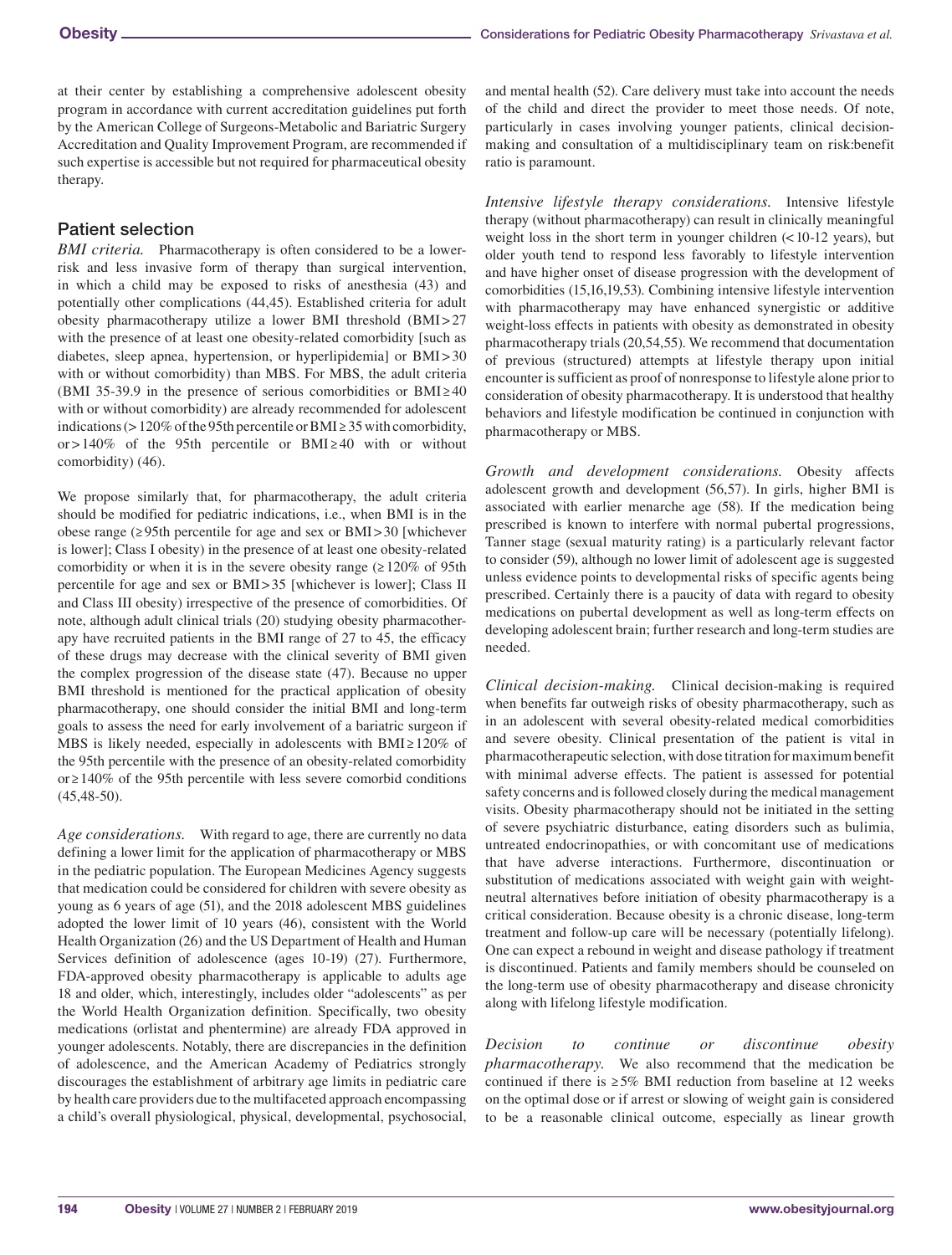at their center by establishing a comprehensive adolescent obesity program in accordance with current accreditation guidelines put forth by the American College of Surgeons-Metabolic and Bariatric Surgery Accreditation and Quality Improvement Program, are recommended if such expertise is accessible but not required for pharmaceutical obesity therapy.

## Patient selection

*BMI criteria.* Pharmacotherapy is often considered to be a lower-risk and less invasive form of therapy than surgical intervention, in which a child may be exposed to risks of anesthesia (43) and potentially other complications (44,45). Established criteria for adult obesity pharmacotherapy utilize a lower BMI threshold (BMI > 27 with the presence of at least one obesity-related comorbidity [such as diabetes, sleep apnea, hypertension, or hyperlipidemia] or BMI > 30 with or without comorbidity) than MBS. For MBS, the adult criteria (BMI 35-39.9 in the presence of serious comorbidities or BMI ≥ 40 with or without comorbidity) are already recommended for adolescent indications (> 120% of the 95th percentile or BMI ≥ 35 with comorbidity, or > 140% of the 95th percentile or BMI ≥ 40 with or without comorbidity) (46).

We propose similarly that, for pharmacotherapy, the adult criteria should be modified for pediatric indications, i.e., when BMI is in the obese range (≥ 95th percentile for age and sex or BMI > 30 [whichever is lower]; Class I obesity) in the presence of at least one obesity-related comorbidity or when it is in the severe obesity range (≥ 120% of 95th percentile for age and sex or BMI > 35 [whichever is lower]; Class II and Class III obesity) irrespective of the presence of comorbidities. Of note, although adult clinical trials (20) studying obesity pharmacotherapy have recruited patients in the BMI range of 27 to 45, the efficacy of these drugs may decrease with the clinical severity of BMI given the complex progression of the disease state (47). Because no upper BMI threshold is mentioned for the practical application of obesity pharmacotherapy, one should consider the initial BMI and long-term goals to assess the need for early involvement of a bariatric surgeon if MBS is likely needed, especially in adolescents with BMI ≥ 120% of the 95th percentile with the presence of an obesity-related comorbidity or ≥ 140% of the 95th percentile with less severe comorbid conditions (45,48-50).

*Age considerations.* With regard to age, there are currently no data defining a lower limit for the application of pharmacotherapy or MBS in the pediatric population. The European Medicines Agency suggests that medication could be considered for children with severe obesity as young as 6 years of age (51), and the 2018 adolescent MBS guidelines adopted the lower limit of 10 years (46), consistent with the World Health Organization (26) and the US Department of Health and Human Services definition of adolescence (ages 10-19) (27). Furthermore, FDA-approved obesity pharmacotherapy is applicable to adults age 18 and older, which, interestingly, includes older "adolescents" as per the World Health Organization definition. Specifically, two obesity medications (orlistat and phentermine) are already FDA approved in younger adolescents. Notably, there are discrepancies in the definition of adolescence, and the American Academy of Pediatrics strongly discourages the establishment of arbitrary age limits in pediatric care by health care providers due to the multifaceted approach encompassing a child's overall physiological, physical, developmental, psychosocial, and mental health (52). Care delivery must take into account the needs of the child and direct the provider to meet those needs. Of note, particularly in cases involving younger patients, clinical decision-making and consultation of a multidisciplinary team on risk:benefit ratio is paramount.

*Intensive lifestyle therapy considerations.* Intensive lifestyle therapy (without pharmacotherapy) can result in clinically meaningful weight loss in the short term in younger children (< 10-12 years), but older youth tend to respond less favorably to lifestyle intervention and have higher onset of disease progression with the development of comorbidities (15,16,19,53). Combining intensive lifestyle intervention with pharmacotherapy may have enhanced synergistic or additive weight-loss effects in patients with obesity as demonstrated in obesity pharmacotherapy trials (20,54,55). We recommend that documentation of previous (structured) attempts at lifestyle therapy upon initial encounter is sufficient as proof of nonresponse to lifestyle alone prior to consideration of obesity pharmacotherapy. It is understood that healthy behaviors and lifestyle modification be continued in conjunction with pharmacotherapy or MBS.

*Growth and development considerations.* Obesity affects adolescent growth and development (56,57). In girls, higher BMI is associated with earlier menarche age (58). If the medication being prescribed is known to interfere with normal pubertal progressions, Tanner stage (sexual maturity rating) is a particularly relevant factor to consider (59), although no lower limit of adolescent age is suggested unless evidence points to developmental risks of specific agents being prescribed. Certainly there is a paucity of data with regard to obesity medications on pubertal development as well as long-term effects on developing adolescent brain; further research and long-term studies are needed.

*Clinical decision-making.* Clinical decision-making is required when benefits far outweigh risks of obesity pharmacotherapy, such as in an adolescent with several obesity-related medical comorbidities and severe obesity. Clinical presentation of the patient is vital in pharmacotherapeutic selection, with dose titration for maximum benefit with minimal adverse effects. The patient is assessed for potential safety concerns and is followed closely during the medical management visits. Obesity pharmacotherapy should not be initiated in the setting of severe psychiatric disturbance, eating disorders such as bulimia, untreated endocrinopathies, or with concomitant use of medications that have adverse interactions. Furthermore, discontinuation or substitution of medications associated with weight gain with weight-neutral alternatives before initiation of obesity pharmacotherapy is a critical consideration. Because obesity is a chronic disease, long-term treatment and follow-up care will be necessary (potentially lifelong). One can expect a rebound in weight and disease pathology if treatment is discontinued. Patients and family members should be counseled on the long-term use of obesity pharmacotherapy and disease chronicity along with lifelong lifestyle modification.

*Decision to continue or discontinue obesity pharmacotherapy.* We also recommend that the medication be continued if there is ≥ 5% BMI reduction from baseline at 12 weeks on the optimal dose or if arrest or slowing of weight gain is considered to be a reasonable clinical outcome, especially as linear growth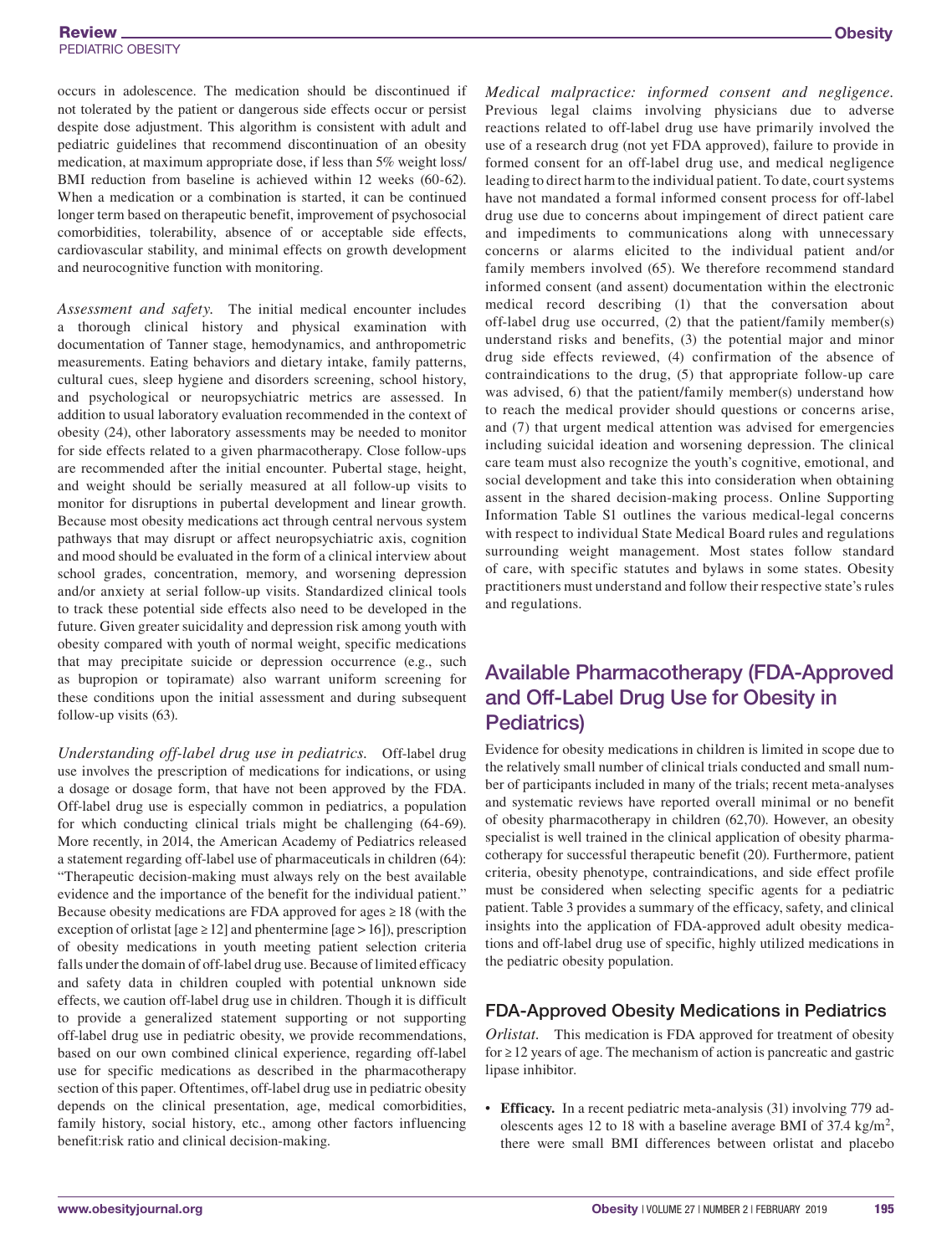occurs in adolescence. The medication should be discontinued if not tolerated by the patient or dangerous side effects occur or persist despite dose adjustment. This algorithm is consistent with adult and pediatric guidelines that recommend discontinuation of an obesity medication, at maximum appropriate dose, if less than 5% weight loss/BMI reduction from baseline is achieved within 12 weeks (60-62). When a medication or a combination is started, it can be continued longer term based on therapeutic benefit, improvement of psychosocial comorbidities, tolerability, absence of or acceptable side effects, cardiovascular stability, and minimal effects on growth development and neurocognitive function with monitoring.

*Assessment and safety.* The initial medical encounter includes a thorough clinical history and physical examination with documentation of Tanner stage, hemodynamics, and anthropometric measurements. Eating behaviors and dietary intake, family patterns, cultural cues, sleep hygiene and disorders screening, school history, and psychological or neuropsychiatric metrics are assessed. In addition to usual laboratory evaluation recommended in the context of obesity (24), other laboratory assessments may be needed to monitor for side effects related to a given pharmacotherapy. Close follow-ups are recommended after the initial encounter. Pubertal stage, height, and weight should be serially measured at all follow-up visits to monitor for disruptions in pubertal development and linear growth. Because most obesity medications act through central nervous system pathways that may disrupt or affect neuropsychiatric axis, cognition and mood should be evaluated in the form of a clinical interview about school grades, concentration, memory, and worsening depression and/or anxiety at serial follow-up visits. Standardized clinical tools to track these potential side effects also need to be developed in the future. Given greater suicidality and depression risk among youth with obesity compared with youth of normal weight, specific medications that may precipitate suicide or depression occurrence (e.g., such as bupropion or topiramate) also warrant uniform screening for these conditions upon the initial assessment and during subsequent follow-up visits (63).

*Understanding off-label drug use in pediatrics.* Off-label drug use involves the prescription of medications for indications, or using a dosage or dosage form, that have not been approved by the FDA. Off-label drug use is especially common in pediatrics, a population for which conducting clinical trials might be challenging (64-69). More recently, in 2014, the American Academy of Pediatrics released a statement regarding off-label use of pharmaceuticals in children (64): "Therapeutic decision-making must always rely on the best available evidence and the importance of the benefit for the individual patient." Because obesity medications are FDA approved for ages ≥ 18 (with the exception of orlistat [age ≥ 12] and phentermine [age > 16]), prescription of obesity medications in youth meeting patient selection criteria falls under the domain of off-label drug use. Because of limited efficacy and safety data in children coupled with potential unknown side effects, we caution off-label drug use in children. Though it is difficult to provide a generalized statement supporting or not supporting off-label drug use in pediatric obesity, we provide recommendations, based on our own combined clinical experience, regarding off-label use for specific medications as described in the pharmacotherapy section of this paper. Oftentimes, off-label drug use in pediatric obesity depends on the clinical presentation, age, medical comorbidities, family history, social history, etc., among other factors influencing benefit:risk ratio and clinical decision-making.

*Medical malpractice: informed consent and negligence.* Previous legal claims involving physicians due to adverse reactions related to off-label drug use have primarily involved the use of a research drug (not yet FDA approved), failure to provide informed consent for an off-label drug use, and medical negligence leading to direct harm to the individual patient. To date, court systems have not mandated a formal informed consent process for off-label drug use due to concerns about impingement of direct patient care and impediments to communications along with unnecessary concerns or alarms elicited to the individual patient and/or family members involved (65). We therefore recommend standard informed consent (and assent) documentation within the electronic medical record describing (1) that the conversation about off-label drug use occurred, (2) that the patient/family member(s) understand risks and benefits, (3) the potential major and minor drug side effects reviewed, (4) confirmation of the absence of contraindications to the drug, (5) that appropriate follow-up care was advised, 6) that the patient/family member(s) understand how to reach the medical provider should questions or concerns arise, and (7) that urgent medical attention was advised for emergencies including suicidal ideation and worsening depression. The clinical care team must also recognize the youth's cognitive, emotional, and social development and take this into consideration when obtaining assent in the shared decision-making process. Online Supporting Information Table S1 outlines the various medical-legal concerns with respect to individual State Medical Board rules and regulations surrounding weight management. Most states follow standard of care, with specific statutes and bylaws in some states. Obesity practitioners must understand and follow their respective state's rules and regulations.

## Available Pharmacotherapy (FDA-Approved and Off-Label Drug Use for Obesity in Pediatrics)

Evidence for obesity medications in children is limited in scope due to the relatively small number of clinical trials conducted and small number of participants included in many of the trials; recent meta-analyses and systematic reviews have reported overall minimal or no benefit of obesity pharmacotherapy in children (62,70). However, an obesity specialist is well trained in the clinical application of obesity pharmacotherapy for successful therapeutic benefit (20). Furthermore, patient criteria, obesity phenotype, contraindications, and side effect profile must be considered when selecting specific agents for a pediatric patient. Table 3 provides a summary of the efficacy, safety, and clinical insights into the application of FDA-approved adult obesity medications and off-label drug use of specific, highly utilized medications in the pediatric obesity population.

### FDA-Approved Obesity Medications in Pediatrics

*Orlistat.* This medication is FDA approved for treatment of obesity for ≥ 12 years of age. The mechanism of action is pancreatic and gastric lipase inhibitor.

- **Efficacy.** In a recent pediatric meta-analysis (31) involving 779 adolescents ages 12 to 18 with a baseline average BMI of 37.4 kg/m$^2$, there were small BMI differences between orlistat and placebo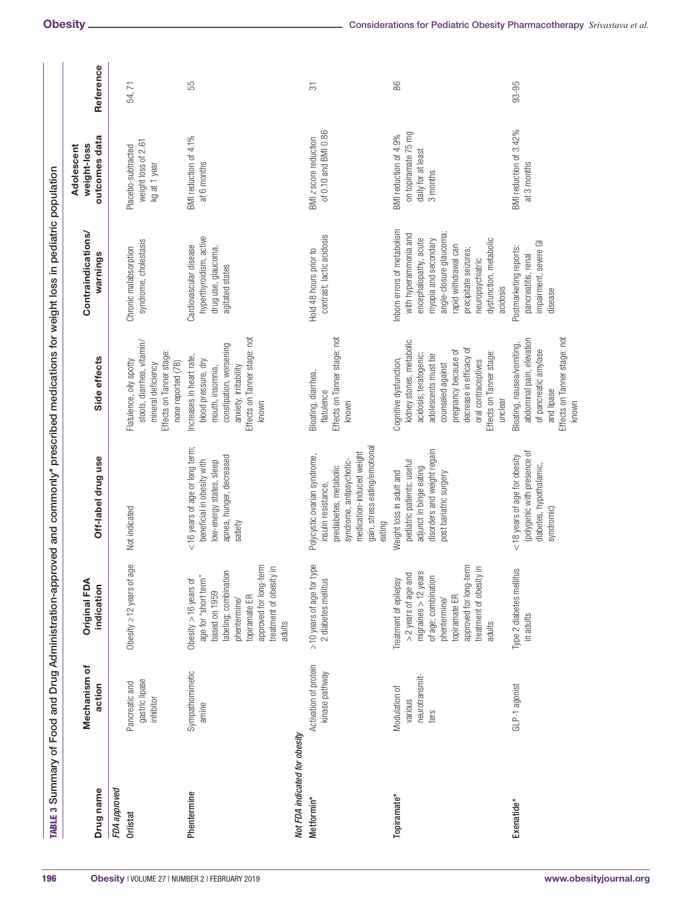**TABLE 3** Summary of Food and Drug Administration-approved and commonly* prescribed medications for weight loss in pediatric population

| Drug name | Mechanism of action | Original FDA indication | Off-label drug use | Side effects | Contraindications/ warnings | Adolescent weight-loss outcomes data | Reference |
|---|---|---|---|---|---|---|---|
| *FDA approved* | | | | | | | |
| Orlistat | Pancreatic and gastric lipase inhibitor | Obesity ≥ 12 years of age | Not indicated | Flatulence, oily spotty stools, diarrhea, vitamin/ mineral deficiency<br>Effects on Tanner stage: none reported (78) | Chronic malabsorption syndrome, cholestasis | Placebo-subtracted weight loss of 2.61 kg at 1 year | 54, 71 |
| Phentermine | Sympathomimetic amine | Obesity > 16 years of age for "short term" based on 1959 labeling; combination phentermine/ topiramate ER approved for long-term treatment of obesity in adults | < 16 years of age or long term; beneficial in obesity with low-energy states, sleep apnea, hunger, decreased satiety | Increases in heart rate, blood pressure, dry mouth, insomnia, constipation, worsening anxiety, irritability<br>Effects on Tanner stage: not known | Cardiovascular disease hyperthyroidism, active drug use, glaucoma, agitated states | BMI reduction of 4.1% at 6 months | 55 |
| *Not FDA indicated for obesity* | | | | | | | |
| Metformin* | Activation of protein kinase pathway | ≥ 10 years of age for type 2 diabetes mellitus | Polycystic ovarian syndrome, insulin resistance, prediabetes, metabolic syndrome, antipsychotic-medication-induced weight gain, stress eating/emotional eating | Bloating, diarrhea, flatulence<br>Effects on Tanner stage: not known | Hold 48 hours prior to contrast; lactic acidosis | BMI z score reduction of 0.10 and BMI 0.86 | 31 |
| Topiramate* | Modulation of various neurotransmitters | Treatment of epilepsy > 2 years of age and migraines > 12 years of age; combination phentermine/ topiramate ER approved for long-term treatment of obesity in adults | Weight loss in adult and pediatric patients; useful adjunct in binge eating disorders and weight regain post bariatric surgery | Cognitive dysfunction, kidney stones, metabolic acidosis; teratogenic: adolescents must be counseled against pregnancy because of decrease in efficacy of oral contraceptives<br>Effects on Tanner stage: unclear | Inborn errors of metabolism with hyperammonia and encephalopathy, acute myopia and secondary angle-closure glaucoma; rapid withdrawal can precipitate seizures; neuropsychiatric dysfunction, metabolic acidosis | BMI reduction of 4.9% on topiramate 75 mg daily for at least 3 months | 86 |
| Exenatide* | GLP-1 agonist | Type 2 diabetes mellitus in adults | < 18 years of age for obesity (polygenic with presence of diabetes, hypothalamic, syndromic) | Bloating, nausea/vomiting, abdominal pain, elevation of pancreatic amylase and lipase<br>Effects on Tanner stage: not known | Postmarketing reports: pancreatitis, renal impairment, severe GI disease | BMI reduction of 3.42% at 3 months | 93-95 |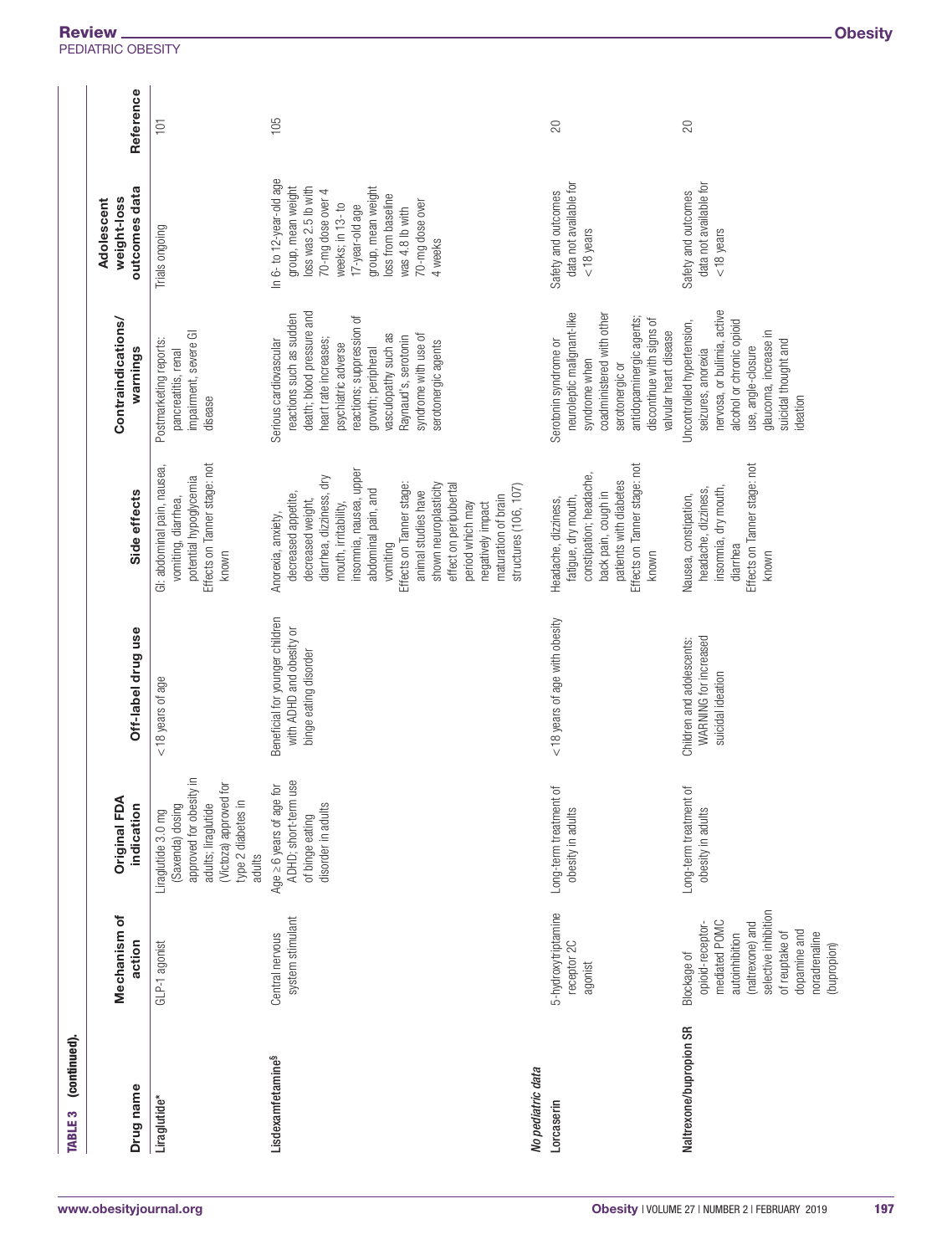**TABLE 3 (continued).**

| Drug name | Mechanism of action | Original FDA indication | Off-label drug use | Side effects | Contraindications/ warnings | Adolescent weight-loss outcomes data | Reference |
|---|---|---|---|---|---|---|---|
| **Liraglutide*** | GLP-1 agonist | Liraglutide 3.0 mg (Saxenda) dosing approved for obesity in adults; liraglutide (Victoza) approved for type 2 diabetes in adults | <18 years of age | GI: abdominal pain, nausea, vomiting, diarrhea, potential hypoglycemia Effects on Tanner stage: not known | Postmarketing reports: pancreatitis, renal impairment, severe GI disease | Trials ongoing | 101 |
| **Lisdexamfetamine[§]** | Central nervous system stimulant | Age ≥ 6 years of age for ADHD; short-term use of binge eating disorder in adults | Beneficial for younger children with ADHD and obesity or binge eating disorder | Anorexia, anxiety, decreased appetite, decreased weight, diarrhea, dizziness, dry mouth, irritability, insomnia, nausea, upper abdominal pain, and vomiting Effects on Tanner stage: animal studies have shown neuroplasticity effect on peripubertal period which may negatively impact maturation of brain structures (106, 107) | Serious cardiovascular reactions such as sudden death; blood pressure and heart rate increases; psychiatric adverse reactions; suppression of growth; peripheral vasculopathy such as Raynaud's, serotonin syndrome with use of serotonergic agents | In 6- to 12-year-old age group, mean weight loss was 2.5 lb with 70-mg dose over 4 weeks; in 13- to 17-year-old age group, mean weight loss from baseline was 4.8 lb with 70-mg dose over 4 weeks | 105 |
| ***No pediatric data*** | | | | | | | |
| **Lorcaserin** | 5-hydroxytriptamine receptor 2C agonist | Long-term treatment of obesity in adults | <18 years of age with obesity | Headache, dizziness, fatigue, dry mouth, constipation; headache, back pain, cough in patients with diabetes Effects on Tanner stage: not known | Serotonin syndrome or neuroleptic malignant-like syndrome when coadministered with other serotonergic or antidopaminergic agents; discontinue with signs of valvular heart disease | Safety and outcomes data not available for <18 years | 20 |
| **Naltrexone/bupropion SR** | Blockage of opioid-receptor-mediated POMC autoinhibition (naltrexone) and selective inhibition of reuptake of dopamine and noradrenaline (bupropion) | Long-term treatment of obesity in adults | Children and adolescents: WARNING for increased suicidal ideation | Nausea, constipation, headache, dizziness, insomnia, dry mouth, diarrhea Effects on Tanner stage: not known | Uncontrolled hypertension, seizures, anorexia nervosa, or bulimia, active alcohol or chronic opioid use, angle-closure glaucoma, increase in suicidal thought and ideation | Safety and outcomes data not available for <18 years | 20 |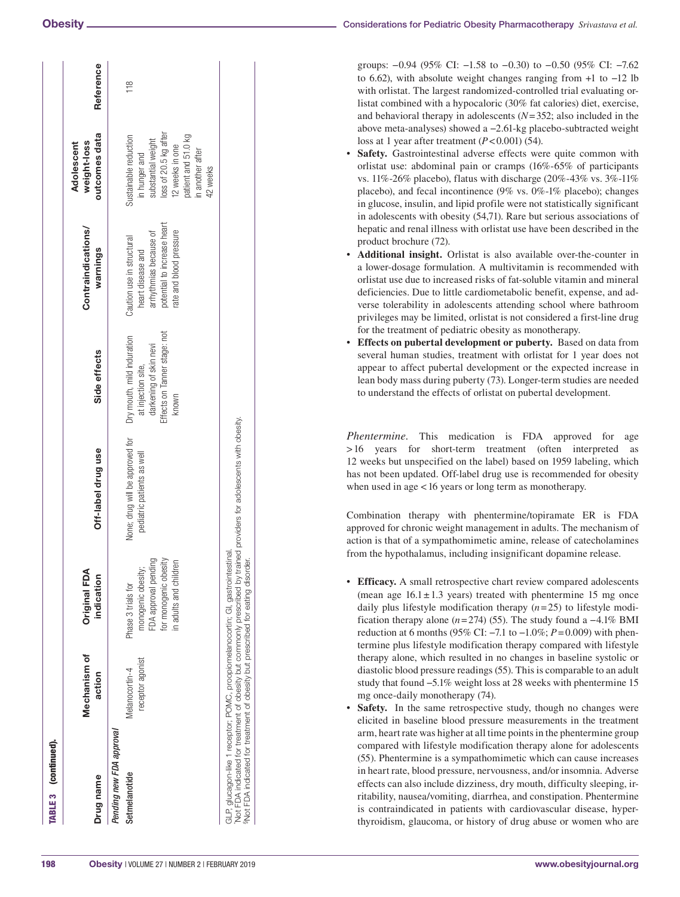**TABLE 3 (continued).**

| Drug name | Mechanism of action | Original FDA indication | Off-label drug use | Side effects | Contraindications/ warnings | Adolescent weight-loss outcomes data | Reference |
|---|---|---|---|---|---|---|---|
| *Pending new FDA approval* | | | | | | | |
| **Setmelanotide** | Melanocortin-4 receptor agonist | Phase 3 trials for monogenic obesity; FDA approval pending for monogenic obesity in adults and children | None; drug will be approved for pediatric patients as well | Dry mouth, mild induration at injection site, darkening of skin nevi. Effects on Tanner stage: not known | Caution use in structural heart disease and arrhythmias because of potential to increase heart rate and blood pressure | Sustainable reduction in hunger and substantial weight loss of 20.5 kg after 12 weeks in one patient and 51.0 kg in another after 42 weeks | 118 |

GLP, glucagon-like 1 receptor; POMC, proopiomelanocortin; GI, gastrointestinal.
[a]Not FDA indicated for treatment of obesity but commonly prescribed by trained providers for adolescents with obesity.
[§]Not FDA indicated for treatment of obesity but prescribed for eating disorder.

groups: −0.94 (95% CI: −1.58 to −0.30) to −0.50 (95% CI: −7.62 to 6.62), with absolute weight changes ranging from +1 to −12 lb with orlistat. The largest randomized-controlled trial evaluating orlistat combined with a hypocaloric (30% fat calories) diet, exercise, and behavioral therapy in adolescents ($N=352$; also included in the above meta-analyses) showed a −2.61-kg placebo-subtracted weight loss at 1 year after treatment ($P<0.001$) (54).

- **Safety.** Gastrointestinal adverse effects were quite common with orlistat use: abdominal pain or cramps (16%-65% of participants vs. 11%-26% placebo), flatus with discharge (20%-43% vs. 3%-11% placebo), and fecal incontinence (9% vs. 0%-1% placebo); changes in glucose, insulin, and lipid profile were not statistically significant in adolescents with obesity (54,71). Rare but serious associations of hepatic and renal illness with orlistat use have been described in the product brochure (72).
- **Additional insight.** Orlistat is also available over-the-counter in a lower-dosage formulation. A multivitamin is recommended with orlistat use due to increased risks of fat-soluble vitamin and mineral deficiencies. Due to little cardiometabolic benefit, expense, and adverse tolerability in adolescents attending school where bathroom privileges may be limited, orlistat is not considered a first-line drug for the treatment of pediatric obesity as monotherapy.
- **Effects on pubertal development or puberty.** Based on data from several human studies, treatment with orlistat for 1 year does not appear to affect pubertal development or the expected increase in lean body mass during puberty (73). Longer-term studies are needed to understand the effects of orlistat on pubertal development.

*Phentermine*. This medication is FDA approved for age >16 years for short-term treatment (often interpreted as 12 weeks but unspecified on the label) based on 1959 labeling, which has not been updated. Off-label drug use is recommended for obesity when used in age <16 years or long term as monotherapy.

Combination therapy with phentermine/topiramate ER is FDA approved for chronic weight management in adults. The mechanism of action is that of a sympathomimetic amine, release of catecholamines from the hypothalamus, including insignificant dopamine release.

- **Efficacy.** A small retrospective chart review compared adolescents (mean age 16.1±1.3 years) treated with phentermine 15 mg once daily plus lifestyle modification therapy ($n=25$) to lifestyle modification therapy alone ($n=274$) (55). The study found a −4.1% BMI reduction at 6 months (95% CI: −7.1 to −1.0%; $P=0.009$) with phentermine plus lifestyle modification therapy compared with lifestyle therapy alone, which resulted in no changes in baseline systolic or diastolic blood pressure readings (55). This is comparable to an adult study that found −5.1% weight loss at 28 weeks with phentermine 15 mg once-daily monotherapy (74).
- **Safety.** In the same retrospective study, though no changes were elicited in baseline blood pressure measurements in the treatment arm, heart rate was higher at all time points in the phentermine group compared with lifestyle modification therapy alone for adolescents (55). Phentermine is a sympathomimetic which can cause increases in heart rate, blood pressure, nervousness, and/or insomnia. Adverse effects can also include dizziness, dry mouth, difficulty sleeping, irritability, nausea/vomiting, diarrhea, and constipation. Phentermine is contraindicated in patients with cardiovascular disease, hyperthyroidism, glaucoma, or history of drug abuse or women who are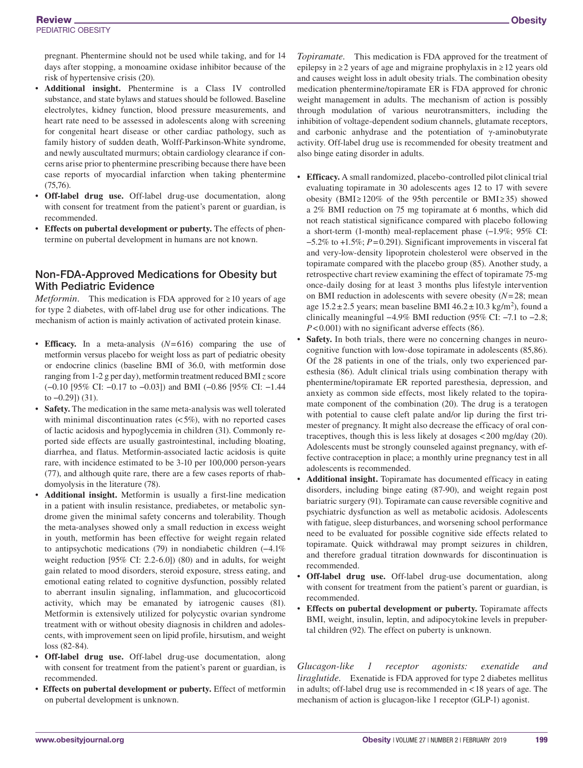pregnant. Phentermine should not be used while taking, and for 14 days after stopping, a monoamine oxidase inhibitor because of the risk of hypertensive crisis (20).

- **Additional insight.** Phentermine is a Class IV controlled substance, and state bylaws and statues should be followed. Baseline electrolytes, kidney function, blood pressure measurements, and heart rate need to be assessed in adolescents along with screening for congenital heart disease or other cardiac pathology, such as family history of sudden death, Wolff-Parkinson-White syndrome, and newly auscultated murmurs; obtain cardiology clearance if concerns arise prior to phentermine prescribing because there have been case reports of myocardial infarction when taking phentermine (75,76).
- **Off-label drug use.** Off-label drug-use documentation, along with consent for treatment from the patient's parent or guardian, is recommended.
- **Effects on pubertal development or puberty.** The effects of phentermine on pubertal development in humans are not known.

## Non-FDA-Approved Medications for Obesity but With Pediatric Evidence

*Metformin.* This medication is FDA approved for ≥10 years of age for type 2 diabetes, with off-label drug use for other indications. The mechanism of action is mainly activation of activated protein kinase.

- **Efficacy.** In a meta-analysis ($N=616$) comparing the use of metformin versus placebo for weight loss as part of pediatric obesity or endocrine clinics (baseline BMI of 36.0, with metformin dose ranging from 1-2 g per day), metformin treatment reduced BMI $z$ score (−0.10 [95% CI: −0.17 to −0.03]) and BMI (−0.86 [95% CI: −1.44 to −0.29]) (31).
- **Safety.** The medication in the same meta-analysis was well tolerated with minimal discontinuation rates (<5%), with no reported cases of lactic acidosis and hypoglycemia in children (31). Commonly reported side effects are usually gastrointestinal, including bloating, diarrhea, and flatus. Metformin-associated lactic acidosis is quite rare, with incidence estimated to be 3-10 per 100,000 person-years (77), and although quite rare, there are a few cases reports of rhabdomyolysis in the literature (78).
- **Additional insight.** Metformin is usually a first-line medication in a patient with insulin resistance, prediabetes, or metabolic syndrome given the minimal safety concerns and tolerability. Though the meta-analyses showed only a small reduction in excess weight in youth, metformin has been effective for weight regain related to antipsychotic medications (79) in nondiabetic children (−4.1% weight reduction [95% CI: 2.2-6.0]) (80) and in adults, for weight gain related to mood disorders, steroid exposure, stress eating, and emotional eating related to cognitive dysfunction, possibly related to aberrant insulin signaling, inflammation, and glucocorticoid activity, which may be emanated by iatrogenic causes (81). Metformin is extensively utilized for polycystic ovarian syndrome treatment with or without obesity diagnosis in children and adolescents, with improvement seen on lipid profile, hirsutism, and weight loss (82-84).
- **Off-label drug use.** Off-label drug-use documentation, along with consent for treatment from the patient's parent or guardian, is recommended.
- **Effects on pubertal development or puberty.** Effect of metformin on pubertal development is unknown.

*Topiramate.* This medication is FDA approved for the treatment of epilepsy in ≥2 years of age and migraine prophylaxis in ≥12 years old and causes weight loss in adult obesity trials. The combination obesity medication phentermine/topiramate ER is FDA approved for chronic weight management in adults. The mechanism of action is possibly through modulation of various neurotransmitters, including the inhibition of voltage-dependent sodium channels, glutamate receptors, and carbonic anhydrase and the potentiation of γ-aminobutyrate activity. Off-label drug use is recommended for obesity treatment and also binge eating disorder in adults.

- **Efficacy.** A small randomized, placebo-controlled pilot clinical trial evaluating topiramate in 30 adolescents ages 12 to 17 with severe obesity (BMI ≥ 120% of the 95th percentile or BMI ≥ 35) showed a 2% BMI reduction on 75 mg topiramate at 6 months, which did not reach statistical significance compared with placebo following a short-term (1-month) meal-replacement phase (−1.9%; 95% CI: −5.2% to +1.5%; $P=0.291$). Significant improvements in visceral fat and very-low-density lipoprotein cholesterol were observed in the topiramate compared with the placebo group (85). Another study, a retrospective chart review examining the effect of topiramate 75-mg once-daily dosing for at least 3 months plus lifestyle intervention on BMI reduction in adolescents with severe obesity ($N=28$; mean age 15.2 ± 2.5 years; mean baseline BMI 46.2 ± 10.3 kg/m$^2$), found a clinically meaningful −4.9% BMI reduction (95% CI: −7.1 to −2.8; $P<0.001$) with no significant adverse effects (86).
- **Safety.** In both trials, there were no concerning changes in neurocognitive function with low-dose topiramate in adolescents (85,86). Of the 28 patients in one of the trials, only two experienced paresthesia (86). Adult clinical trials using combination therapy with phentermine/topiramate ER reported paresthesia, depression, and anxiety as common side effects, most likely related to the topiramate component of the combination (20). The drug is a teratogen with potential to cause cleft palate and/or lip during the first trimester of pregnancy. It might also decrease the efficacy of oral contraceptives, though this is less likely at dosages <200 mg/day (20). Adolescents must be strongly counseled against pregnancy, with effective contraception in place; a monthly urine pregnancy test in all adolescents is recommended.
- **Additional insight.** Topiramate has documented efficacy in eating disorders, including binge eating (87-90), and weight regain post bariatric surgery (91). Topiramate can cause reversible cognitive and psychiatric dysfunction as well as metabolic acidosis. Adolescents with fatigue, sleep disturbances, and worsening school performance need to be evaluated for possible cognitive side effects related to topiramate. Quick withdrawal may prompt seizures in children, and therefore gradual titration downwards for discontinuation is recommended.
- **Off-label drug use.** Off-label drug-use documentation, along with consent for treatment from the patient's parent or guardian, is recommended.
- **Effects on pubertal development or puberty.** Topiramate affects BMI, weight, insulin, leptin, and adipocytokine levels in prepubertal children (92). The effect on puberty is unknown.

*Glucagon-like 1 receptor agonists: exenatide and liraglutide.* Exenatide is FDA approved for type 2 diabetes mellitus in adults; off-label drug use is recommended in <18 years of age. The mechanism of action is glucagon-like 1 receptor (GLP-1) agonist.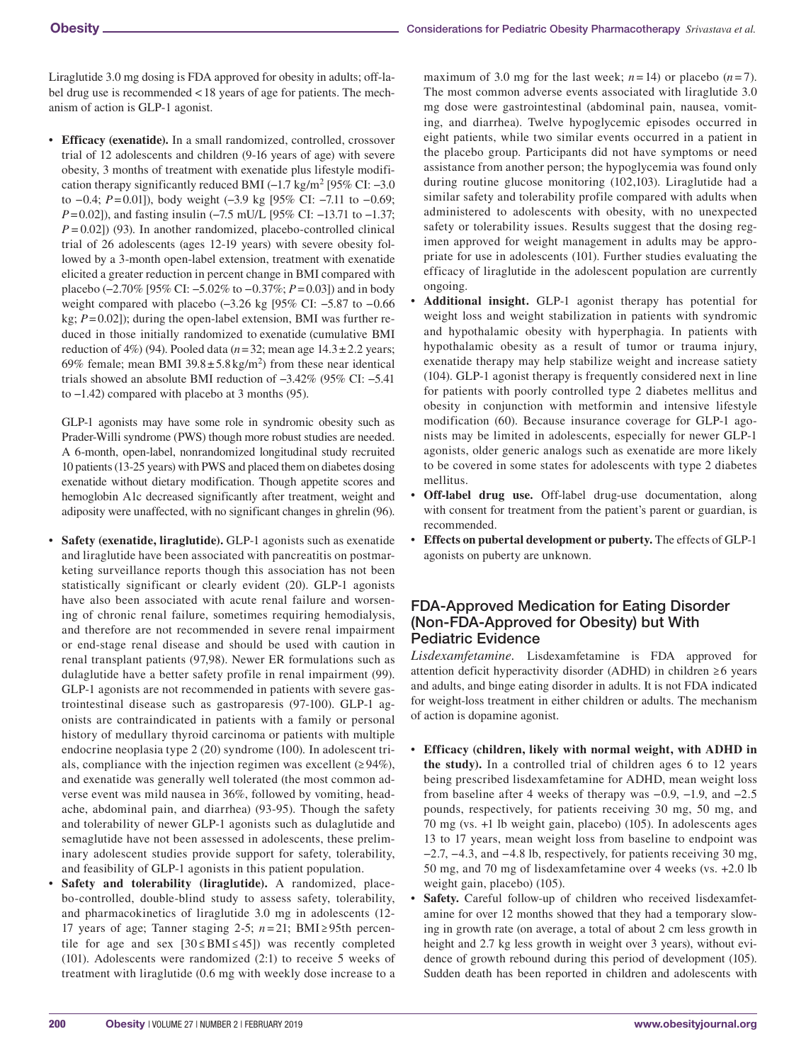Liraglutide 3.0 mg dosing is FDA approved for obesity in adults; off-label drug use is recommended < 18 years of age for patients. The mechanism of action is GLP-1 agonist.

- **Efficacy (exenatide).** In a small randomized, controlled, crossover trial of 12 adolescents and children (9-16 years of age) with severe obesity, 3 months of treatment with exenatide plus lifestyle modification therapy significantly reduced BMI (−1.7 kg/m$^2$ [95% CI: −3.0 to −0.4; $P$ = 0.01]), body weight (−3.9 kg [95% CI: −7.11 to −0.69; $P$ = 0.02]), and fasting insulin (−7.5 mU/L [95% CI: −13.71 to −1.37; $P$ = 0.02]) (93). In another randomized, placebo-controlled clinical trial of 26 adolescents (ages 12-19 years) with severe obesity followed by a 3-month open-label extension, treatment with exenatide elicited a greater reduction in percent change in BMI compared with placebo (−2.70% [95% CI: −5.02% to −0.37%; $P$ = 0.03]) and in body weight compared with placebo (−3.26 kg [95% CI: −5.87 to −0.66 kg; $P$ = 0.02]); during the open-label extension, BMI was further reduced in those initially randomized to exenatide (cumulative BMI reduction of 4%) (94). Pooled data ($n$ = 32; mean age 14.3 ± 2.2 years; 69% female; mean BMI 39.8 ± 5.8 kg/m$^2$) from these near identical trials showed an absolute BMI reduction of −3.42% (95% CI: −5.41 to −1.42) compared with placebo at 3 months (95).

  GLP-1 agonists may have some role in syndromic obesity such as Prader-Willi syndrome (PWS) though more robust studies are needed. A 6-month, open-label, nonrandomized longitudinal study recruited 10 patients (13-25 years) with PWS and placed them on diabetes dosing exenatide without dietary modification. Though appetite scores and hemoglobin A1c decreased significantly after treatment, weight and adiposity were unaffected, with no significant changes in ghrelin (96).

- **Safety (exenatide, liraglutide).** GLP-1 agonists such as exenatide and liraglutide have been associated with pancreatitis on postmarketing surveillance reports though this association has not been statistically significant or clearly evident (20). GLP-1 agonists have also been associated with acute renal failure and worsening of chronic renal failure, sometimes requiring hemodialysis, and therefore are not recommended in severe renal impairment or end-stage renal disease and should be used with caution in renal transplant patients (97,98). Newer ER formulations such as dulaglutide have a better safety profile in renal impairment (99). GLP-1 agonists are not recommended in patients with severe gastrointestinal disease such as gastroparesis (97-100). GLP-1 agonists are contraindicated in patients with a family or personal history of medullary thyroid carcinoma or patients with multiple endocrine neoplasia type 2 (20) syndrome (100). In adolescent trials, compliance with the injection regimen was excellent (≥ 94%), and exenatide was generally well tolerated (the most common adverse event was mild nausea in 36%, followed by vomiting, headache, abdominal pain, and diarrhea) (93-95). Though the safety and tolerability of newer GLP-1 agonists such as dulaglutide and semaglutide have not been assessed in adolescents, these preliminary adolescent studies provide support for safety, tolerability, and feasibility of GLP-1 agonists in this patient population.
- **Safety and tolerability (liraglutide).** A randomized, placebo-controlled, double-blind study to assess safety, tolerability, and pharmacokinetics of liraglutide 3.0 mg in adolescents (12-17 years of age; Tanner staging 2-5; $n$ = 21; BMI ≥ 95th percentile for age and sex [30 ≤ BMI ≤ 45]) was recently completed (101). Adolescents were randomized (2:1) to receive 5 weeks of treatment with liraglutide (0.6 mg with weekly dose increase to a maximum of 3.0 mg for the last week; $n$ = 14) or placebo ($n$ = 7). The most common adverse events associated with liraglutide 3.0 mg dose were gastrointestinal (abdominal pain, nausea, vomiting, and diarrhea). Twelve hypoglycemic episodes occurred in eight patients, while two similar events occurred in a patient in the placebo group. Participants did not have symptoms or need assistance from another person; the hypoglycemia was found only during routine glucose monitoring (102,103). Liraglutide had a similar safety and tolerability profile compared with adults when administered to adolescents with obesity, with no unexpected safety or tolerability issues. Results suggest that the dosing regimen approved for weight management in adults may be appropriate for use in adolescents (101). Further studies evaluating the efficacy of liraglutide in the adolescent population are currently ongoing.
- **Additional insight.** GLP-1 agonist therapy has potential for weight loss and weight stabilization in patients with syndromic and hypothalamic obesity with hyperphagia. In patients with hypothalamic obesity as a result of tumor or trauma injury, exenatide therapy may help stabilize weight and increase satiety (104). GLP-1 agonist therapy is frequently considered next in line for patients with poorly controlled type 2 diabetes mellitus and obesity in conjunction with metformin and intensive lifestyle modification (60). Because insurance coverage for GLP-1 agonists may be limited in adolescents, especially for newer GLP-1 agonists, older generic analogs such as exenatide are more likely to be covered in some states for adolescents with type 2 diabetes mellitus.
- **Off-label drug use.** Off-label drug-use documentation, along with consent for treatment from the patient's parent or guardian, is recommended.
- **Effects on pubertal development or puberty.** The effects of GLP-1 agonists on puberty are unknown.

## FDA-Approved Medication for Eating Disorder (Non-FDA-Approved for Obesity) but With Pediatric Evidence

*Lisdexamfetamine.* Lisdexamfetamine is FDA approved for attention deficit hyperactivity disorder (ADHD) in children ≥ 6 years and adults, and binge eating disorder in adults. It is not FDA indicated for weight-loss treatment in either children or adults. The mechanism of action is dopamine agonist.

- **Efficacy (children, likely with normal weight, with ADHD in the study).** In a controlled trial of children ages 6 to 12 years being prescribed lisdexamfetamine for ADHD, mean weight loss from baseline after 4 weeks of therapy was −0.9, −1.9, and −2.5 pounds, respectively, for patients receiving 30 mg, 50 mg, and 70 mg (vs. +1 lb weight gain, placebo) (105). In adolescents ages 13 to 17 years, mean weight loss from baseline to endpoint was −2.7, −4.3, and −4.8 lb, respectively, for patients receiving 30 mg, 50 mg, and 70 mg of lisdexamfetamine over 4 weeks (vs. +2.0 lb weight gain, placebo) (105).
- **Safety.** Careful follow-up of children who received lisdexamfetamine for over 12 months showed that they had a temporary slowing in growth rate (on average, a total of about 2 cm less growth in height and 2.7 kg less growth in weight over 3 years), without evidence of growth rebound during this period of development (105). Sudden death has been reported in children and adolescents with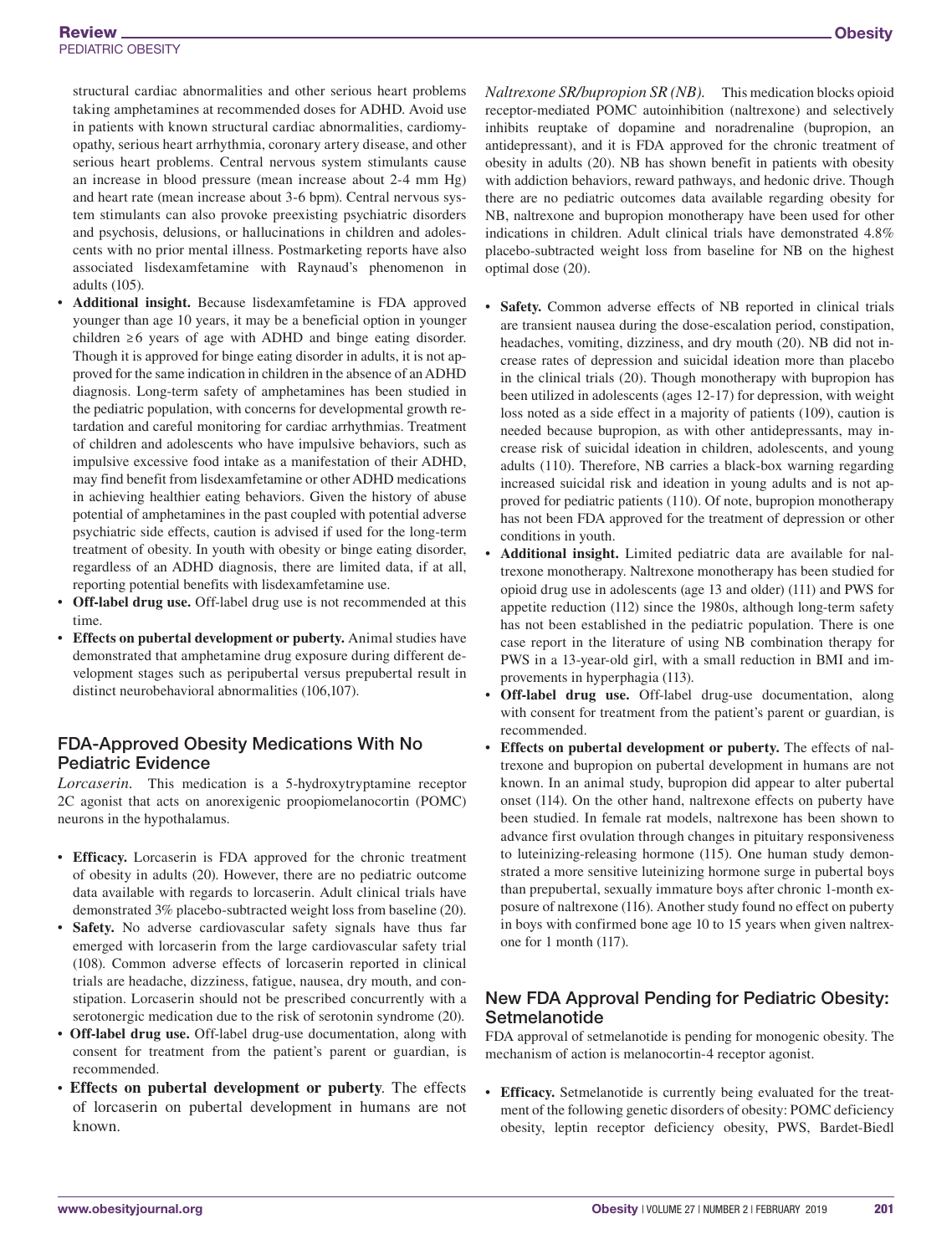structural cardiac abnormalities and other serious heart problems taking amphetamines at recommended doses for ADHD. Avoid use in patients with known structural cardiac abnormalities, cardiomyopathy, serious heart arrhythmia, coronary artery disease, and other serious heart problems. Central nervous system stimulants cause an increase in blood pressure (mean increase about 2-4 mm Hg) and heart rate (mean increase about 3-6 bpm). Central nervous system stimulants can also provoke preexisting psychiatric disorders and psychosis, delusions, or hallucinations in children and adolescents with no prior mental illness. Postmarketing reports have also associated lisdexamfetamine with Raynaud's phenomenon in adults (105).

- **Additional insight.** Because lisdexamfetamine is FDA approved younger than age 10 years, it may be a beneficial option in younger children ≥6 years of age with ADHD and binge eating disorder. Though it is approved for binge eating disorder in adults, it is not approved for the same indication in children in the absence of an ADHD diagnosis. Long-term safety of amphetamines has been studied in the pediatric population, with concerns for developmental growth retardation and careful monitoring for cardiac arrhythmias. Treatment of children and adolescents who have impulsive behaviors, such as impulsive excessive food intake as a manifestation of their ADHD, may find benefit from lisdexamfetamine or other ADHD medications in achieving healthier eating behaviors. Given the history of abuse potential of amphetamines in the past coupled with potential adverse psychiatric side effects, caution is advised if used for the long-term treatment of obesity. In youth with obesity or binge eating disorder, regardless of an ADHD diagnosis, there are limited data, if at all, reporting potential benefits with lisdexamfetamine use.
- **Off-label drug use.** Off-label drug use is not recommended at this time.
- **Effects on pubertal development or puberty.** Animal studies have demonstrated that amphetamine drug exposure during different development stages such as peripubertal versus prepubertal result in distinct neurobehavioral abnormalities (106,107).

## FDA-Approved Obesity Medications With No Pediatric Evidence

*Lorcaserin.* This medication is a 5-hydroxytryptamine receptor 2C agonist that acts on anorexigenic proopiomelanocortin (POMC) neurons in the hypothalamus.

- **Efficacy.** Lorcaserin is FDA approved for the chronic treatment of obesity in adults (20). However, there are no pediatric outcome data available with regards to lorcaserin. Adult clinical trials have demonstrated 3% placebo-subtracted weight loss from baseline (20).
- **Safety.** No adverse cardiovascular safety signals have thus far emerged with lorcaserin from the large cardiovascular safety trial (108). Common adverse effects of lorcaserin reported in clinical trials are headache, dizziness, fatigue, nausea, dry mouth, and constipation. Lorcaserin should not be prescribed concurrently with a serotonergic medication due to the risk of serotonin syndrome (20).
- **Off-label drug use.** Off-label drug-use documentation, along with consent for treatment from the patient's parent or guardian, is recommended.
- **Effects on pubertal development or puberty**. The effects of lorcaserin on pubertal development in humans are not known.

*Naltrexone SR/bupropion SR (NB).* This medication blocks opioid receptor-mediated POMC autoinhibition (naltrexone) and selectively inhibits reuptake of dopamine and noradrenaline (bupropion, an antidepressant), and it is FDA approved for the chronic treatment of obesity in adults (20). NB has shown benefit in patients with obesity with addiction behaviors, reward pathways, and hedonic drive. Though there are no pediatric outcomes data available regarding obesity for NB, naltrexone and bupropion monotherapy have been used for other indications in children. Adult clinical trials have demonstrated 4.8% placebo-subtracted weight loss from baseline for NB on the highest optimal dose (20).

- **Safety.** Common adverse effects of NB reported in clinical trials are transient nausea during the dose-escalation period, constipation, headaches, vomiting, dizziness, and dry mouth (20). NB did not increase rates of depression and suicidal ideation more than placebo in the clinical trials (20). Though monotherapy with bupropion has been utilized in adolescents (ages 12-17) for depression, with weight loss noted as a side effect in a majority of patients (109), caution is needed because bupropion, as with other antidepressants, may increase risk of suicidal ideation in children, adolescents, and young adults (110). Therefore, NB carries a black-box warning regarding increased suicidal risk and ideation in young adults and is not approved for pediatric patients (110). Of note, bupropion monotherapy has not been FDA approved for the treatment of depression or other conditions in youth.
- **Additional insight.** Limited pediatric data are available for naltrexone monotherapy. Naltrexone monotherapy has been studied for opioid drug use in adolescents (age 13 and older) (111) and PWS for appetite reduction (112) since the 1980s, although long-term safety has not been established in the pediatric population. There is one case report in the literature of using NB combination therapy for PWS in a 13-year-old girl, with a small reduction in BMI and improvements in hyperphagia (113).
- **Off-label drug use.** Off-label drug-use documentation, along with consent for treatment from the patient's parent or guardian, is recommended.
- **Effects on pubertal development or puberty.** The effects of naltrexone and bupropion on pubertal development in humans are not known. In an animal study, bupropion did appear to alter pubertal onset (114). On the other hand, naltrexone effects on puberty have been studied. In female rat models, naltrexone has been shown to advance first ovulation through changes in pituitary responsiveness to luteinizing-releasing hormone (115). One human study demonstrated a more sensitive luteinizing hormone surge in pubertal boys than prepubertal, sexually immature boys after chronic 1-month exposure of naltrexone (116). Another study found no effect on puberty in boys with confirmed bone age 10 to 15 years when given naltrexone for 1 month (117).

## New FDA Approval Pending for Pediatric Obesity: Setmelanotide

FDA approval of setmelanotide is pending for monogenic obesity. The mechanism of action is melanocortin-4 receptor agonist.

- **Efficacy.** Setmelanotide is currently being evaluated for the treatment of the following genetic disorders of obesity: POMC deficiency obesity, leptin receptor deficiency obesity, PWS, Bardet-Biedl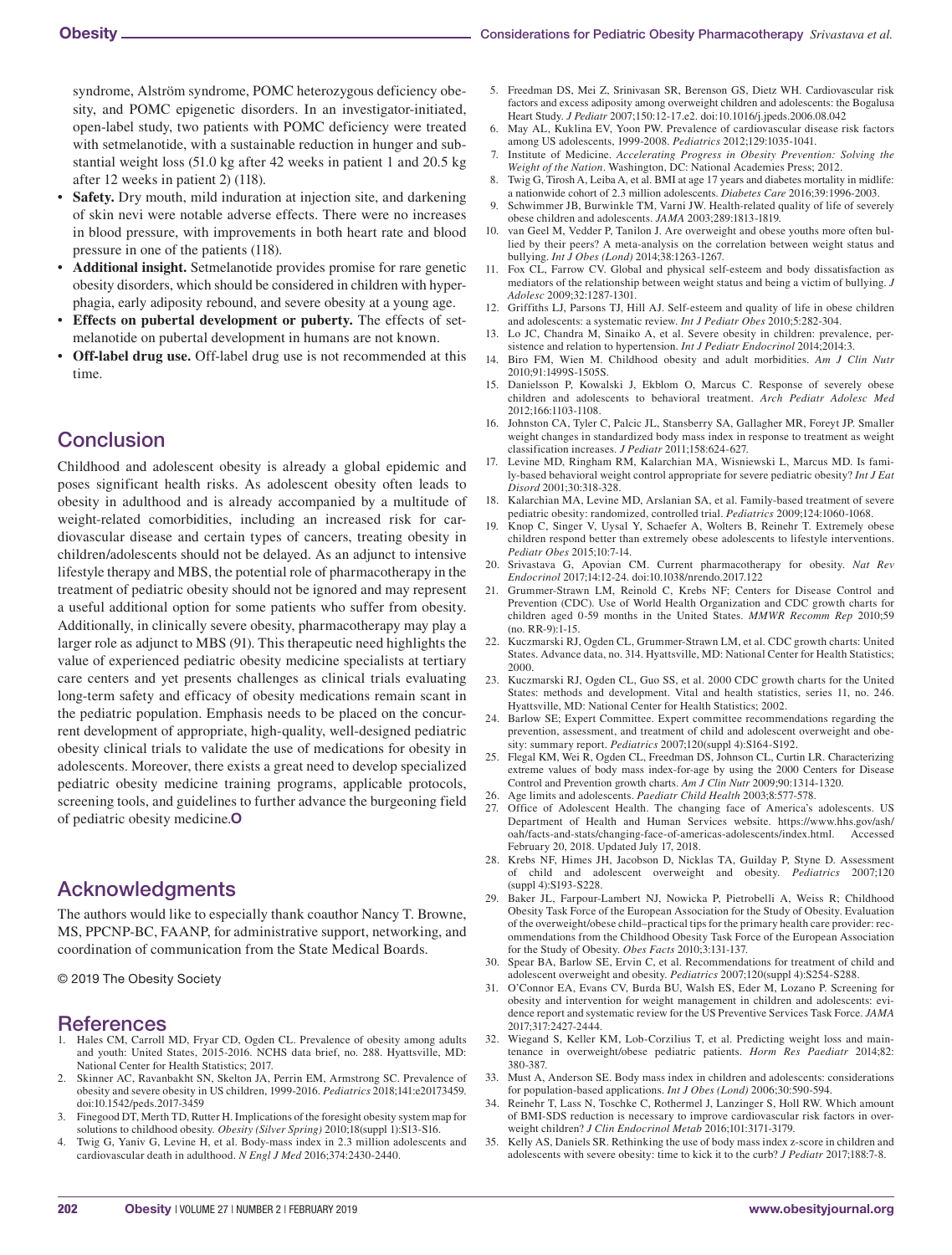syndrome, Alström syndrome, POMC heterozygous deficiency obesity, and POMC epigenetic disorders. In an investigator-initiated, open-label study, two patients with POMC deficiency were treated with setmelanotide, with a sustainable reduction in hunger and substantial weight loss (51.0 kg after 42 weeks in patient 1 and 20.5 kg after 12 weeks in patient 2) (118).

- **Safety.** Dry mouth, mild induration at injection site, and darkening of skin nevi were notable adverse effects. There were no increases in blood pressure, with improvements in both heart rate and blood pressure in one of the patients (118).
- **Additional insight.** Setmelanotide provides promise for rare genetic obesity disorders, which should be considered in children with hyperphagia, early adiposity rebound, and severe obesity at a young age.
- **Effects on pubertal development or puberty.** The effects of setmelanotide on pubertal development in humans are not known.
- **Off-label drug use.** Off-label drug use is not recommended at this time.

## Conclusion

Childhood and adolescent obesity is already a global epidemic and poses significant health risks. As adolescent obesity often leads to obesity in adulthood and is already accompanied by a multitude of weight-related comorbidities, including an increased risk for cardiovascular disease and certain types of cancers, treating obesity in children/adolescents should not be delayed. As an adjunct to intensive lifestyle therapy and MBS, the potential role of pharmacotherapy in the treatment of pediatric obesity should not be ignored and may represent a useful additional option for some patients who suffer from obesity. Additionally, in clinically severe obesity, pharmacotherapy may play a larger role as adjunct to MBS (91). This therapeutic need highlights the value of experienced pediatric obesity medicine specialists at tertiary care centers and yet presents challenges as clinical trials evaluating long-term safety and efficacy of obesity medications remain scant in the pediatric population. Emphasis needs to be placed on the concurrent development of appropriate, high-quality, well-designed pediatric obesity clinical trials to validate the use of medications for obesity in adolescents. Moreover, there exists a great need to develop specialized pediatric obesity medicine training programs, applicable protocols, screening tools, and guidelines to further advance the burgeoning field of pediatric obesity medicine.**O**

## Acknowledgments

The authors would like to especially thank coauthor Nancy T. Browne, MS, PPCNP-BC, FAANP, for administrative support, networking, and coordination of communication from the State Medical Boards.

© 2019 The Obesity Society

## References

1. Hales CM, Carroll MD, Fryar CD, Ogden CL. Prevalence of obesity among adults and youth: United States, 2015-2016. NCHS data brief, no. 288. Hyattsville, MD: National Center for Health Statistics; 2017.
2. Skinner AC, Ravanbakht SN, Skelton JA, Perrin EM, Armstrong SC. Prevalence of obesity and severe obesity in US children, 1999-2016. *Pediatrics* 2018;141:e20173459. doi:10.1542/peds.2017-3459
3. Finegood DT, Merth TD, Rutter H. Implications of the foresight obesity system map for solutions to childhood obesity. *Obesity (Silver Spring)* 2010;18(suppl 1):S13-S16.
4. Twig G, Yaniv G, Levine H, et al. Body-mass index in 2.3 million adolescents and cardiovascular death in adulthood. *N Engl J Med* 2016;374:2430-2440.
5. Freedman DS, Mei Z, Srinivasan SR, Berenson GS, Dietz WH. Cardiovascular risk factors and excess adiposity among overweight children and adolescents: the Bogalusa Heart Study. *J Pediatr* 2007;150:12-17.e2. doi:10.1016/j.jpeds.2006.08.042
6. May AL, Kuklina EV, Yoon PW. Prevalence of cardiovascular disease risk factors among US adolescents, 1999-2008. *Pediatrics* 2012;129:1035-1041.
7. Institute of Medicine. *Accelerating Progress in Obesity Prevention: Solving the Weight of the Nation*. Washington, DC: National Academies Press; 2012.
8. Twig G, Tirosh A, Leiba A, et al. BMI at age 17 years and diabetes mortality in midlife: a nationwide cohort of 2.3 million adolescents. *Diabetes Care* 2016;39:1996-2003.
9. Schwimmer JB, Burwinkle TM, Varni JW. Health-related quality of life of severely obese children and adolescents. *JAMA* 2003;289:1813-1819.
10. van Geel M, Vedder P, Tanilon J. Are overweight and obese youths more often bullied by their peers? A meta-analysis on the correlation between weight status and bullying. *Int J Obes (Lond)* 2014;38:1263-1267.
11. Fox CL, Farrow CV. Global and physical self-esteem and body dissatisfaction as mediators of the relationship between weight status and being a victim of bullying. *J Adolesc* 2009;32:1287-1301.
12. Griffiths LJ, Parsons TJ, Hill AJ. Self-esteem and quality of life in obese children and adolescents: a systematic review. *Int J Pediatr Obes* 2010;5:282-304.
13. Lo JC, Chandra M, Sinaiko A, et al. Severe obesity in children: prevalence, persistence and relation to hypertension. *Int J Pediatr Endocrinol* 2014;2014:3.
14. Biro FM, Wien M. Childhood obesity and adult morbidities. *Am J Clin Nutr* 2010;91:1499S-1505S.
15. Danielsson P, Kowalski J, Ekblom O, Marcus C. Response of severely obese children and adolescents to behavioral treatment. *Arch Pediatr Adolesc Med* 2012;166:1103-1108.
16. Johnston CA, Tyler C, Palcic JL, Stansberry SA, Gallagher MR, Foreyt JP. Smaller weight changes in standardized body mass index in response to treatment as weight classification increases. *J Pediatr* 2011;158:624-627.
17. Levine MD, Ringham RM, Kalarchian MA, Wisniewski L, Marcus MD. Is family-based behavioral weight control appropriate for severe pediatric obesity? *Int J Eat Disord* 2001;30:318-328.
18. Kalarchian MA, Levine MD, Arslanian SA, et al. Family-based treatment of severe pediatric obesity: randomized, controlled trial. *Pediatrics* 2009;124:1060-1068.
19. Knop C, Singer V, Uysal Y, Schaefer A, Wolters B, Reinehr T. Extremely obese children respond better than extremely obese adolescents to lifestyle interventions. *Pediatr Obes* 2015;10:7-14.
20. Srivastava G, Apovian CM. Current pharmacotherapy for obesity. *Nat Rev Endocrinol* 2017;14:12-24. doi:10.1038/nrendo.2017.122
21. Grummer-Strawn LM, Reinold C, Krebs NF; Centers for Disease Control and Prevention (CDC). Use of World Health Organization and CDC growth charts for children aged 0-59 months in the United States. *MMWR Recomm Rep* 2010;59 (no. RR-9):1-15.
22. Kuczmarski RJ, Ogden CL, Grummer-Strawn LM, et al. CDC growth charts: United States. Advance data, no. 314. Hyattsville, MD: National Center for Health Statistics; 2000.
23. Kuczmarski RJ, Ogden CL, Guo SS, et al. 2000 CDC growth charts for the United States: methods and development. Vital and health statistics, series 11, no. 246. Hyattsville, MD: National Center for Health Statistics; 2002.
24. Barlow SE; Expert Committee. Expert committee recommendations regarding the prevention, assessment, and treatment of child and adolescent overweight and obesity: summary report. *Pediatrics* 2007;120(suppl 4):S164-S192.
25. Flegal KM, Wei R, Ogden CL, Freedman DS, Johnson CL, Curtin LR. Characterizing extreme values of body mass index-for-age by using the 2000 Centers for Disease Control and Prevention growth charts. *Am J Clin Nutr* 2009;90:1314-1320.
26. Age limits and adolescents. *Paediatr Child Health* 2003;8:577-578.
27. Office of Adolescent Health. The changing face of America's adolescents. US Department of Health and Human Services website. https://www.hhs.gov/ash/oah/facts-and-stats/changing-face-of-americas-adolescents/index.html. Accessed February 20, 2018. Updated July 17, 2018.
28. Krebs NF, Himes JH, Jacobson D, Nicklas TA, Guilday P, Styne D. Assessment of child and adolescent overweight and obesity. *Pediatrics* 2007;120 (suppl 4):S193-S228.
29. Baker JL, Farpour-Lambert NJ, Nowicka P, Pietrobelli A, Weiss R; Childhood Obesity Task Force of the European Association for the Study of Obesity. Evaluation of the overweight/obese child–practical tips for the primary health care provider: recommendations from the Childhood Obesity Task Force of the European Association for the Study of Obesity. *Obes Facts* 2010;3:131-137.
30. Spear BA, Barlow SE, Ervin C, et al. Recommendations for treatment of child and adolescent overweight and obesity. *Pediatrics* 2007;120(suppl 4):S254-S288.
31. O'Connor EA, Evans CV, Burda BU, Walsh ES, Eder M, Lozano P. Screening for obesity and intervention for weight management in children and adolescents: evidence report and systematic review for the US Preventive Services Task Force. *JAMA* 2017;317:2427-2444.
32. Wiegand S, Keller KM, Lob-Corzilius T, et al. Predicting weight loss and maintenance in overweight/obese pediatric patients. *Horm Res Paediatr* 2014;82:380-387.
33. Must A, Anderson SE. Body mass index in children and adolescents: considerations for population-based applications. *Int J Obes (Lond)* 2006;30:590-594.
34. Reinehr T, Lass N, Toschke C, Rothermel J, Lanzinger S, Holl RW. Which amount of BMI-SDS reduction is necessary to improve cardiovascular risk factors in overweight children? *J Clin Endocrinol Metab* 2016;101:3171-3179.
35. Kelly AS, Daniels SR. Rethinking the use of body mass index z-score in children and adolescents with severe obesity: time to kick it to the curb? *J Pediatr* 2017;188:7-8.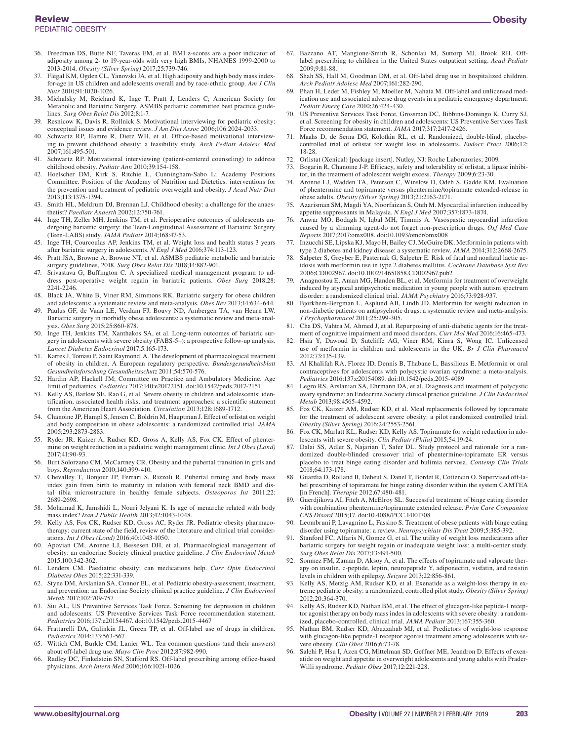36. Freedman DS, Butte NF, Taveras EM, et al. BMI z-scores are a poor indicator of adiposity among 2- to 19-year-olds with very high BMIs, NHANES 1999-2000 to 2013-2014. *Obesity (Silver Spring)* 2017;25:739-746.
37. Flegal KM, Ogden CL, Yanovski JA, et al. High adiposity and high body mass index-for-age in US children and adolescents overall and by race-ethnic group. *Am J Clin Nutr* 2010;91:1020-1026.
38. Michalsky M, Reichard K, Inge T, Pratt J, Lenders C; American Society for Metabolic and Bariatric Surgery. ASMBS pediatric committee best practice guidelines. *Surg Obes Relat Dis* 2012;8:1-7.
39. Resnicow K, Davis R, Rollnick S. Motivational interviewing for pediatric obesity: conceptual issues and evidence review. *J Am Diet Assoc* 2006;106:2024-2033.
40. Schwartz RP, Hamre R, Dietz WH, et al. Office-based motivational interviewing to prevent childhood obesity: a feasibility study. *Arch Pediatr Adolesc Med* 2007;161:495-501.
41. Schwartz RP. Motivational interviewing (patient-centered counseling) to address childhood obesity. *Pediatr Ann* 2010;39:154-158.
42. Hoelscher DM, Kirk S, Ritchie L, Cunningham-Sabo L; Academy Positions Committee. Position of the Academy of Nutrition and Dietetics: interventions for the prevention and treatment of pediatric overweight and obesity. *J Acad Nutr Diet* 2013;113:1375-1394.
43. Smith HL, Meldrum DJ, Brennan LJ. Childhood obesity: a challenge for the anaesthetist? *Paediatr Anaesth* 2002;12:750-761.
44. Inge TH, Zeller MH, Jenkins TM, et al. Perioperative outcomes of adolescents undergoing bariatric surgery: the Teen-Longitudinal Assessment of Bariatric Surgery (Teen-LABS) study. *JAMA Pediatr* 2014;168:47-53.
45. Inge TH, Courcoulas AP, Jenkins TM, et al. Weight loss and health status 3 years after bariatric surgery in adolescents. *N Engl J Med* 2016;374:113-123.
46. Pratt JSA, Browne A, Browne NT, et al. ASMBS pediatric metabolic and bariatric surgery guidelines, 2018. *Surg Obes Relat Dis* 2018;14:882-901.
47. Srivastava G, Buffington C. A specialized medical management program to address post-operative weight regain in bariatric patients. *Obes Surg* 2018;28:2241-2246.
48. Black JA, White B, Viner RM, Simmons RK. Bariatric surgery for obese children and adolescents: a systematic review and meta-analysis. *Obes Rev* 2013;14:634-644.
49. Paulus GF, de Vaan LE, Verdam FJ, Bouvy ND, Ambergen TA, van Heurn LW. Bariatric surgery in morbidly obese adolescents: a systematic review and meta-analysis. *Obes Surg* 2015;25:860-878.
50. Inge TH, Jenkins TM, Xanthakos SA, et al. Long-term outcomes of bariatric surgery in adolescents with severe obesity (FABS-5+): a prospective follow-up analysis. *Lancet Diabetes Endocrinol* 2017;5:165-173.
51. Karres J, Tomasi P, Saint Raymond A. The development of pharmacological treatment of obesity in children. A European regulatory perspective. *Bundesgesundheitsblatt Gesundheitsforschung Gesundheitsschutz* 2011;54:570-576.
52. Hardin AP, Hackell JM; Committee on Practice and Ambulatory Medicine. Age limit of pediatrics. *Pediatrics* 2017;140:e20172151. doi:10.1542/peds.2017-2151
53. Kelly AS, Barlow SE, Rao G, et al. Severe obesity in children and adolescents: identification, associated health risks, and treatment approaches: a scientific statement from the American Heart Association. *Circulation* 2013;128:1689-1712.
54. Chanoine JP, Hampl S, Jensen C, Boldrin M, Hauptman J. Effect of orlistat on weight and body composition in obese adolescents: a randomized controlled trial. *JAMA* 2005;293:2873-2883.
55. Ryder JR, Kaizer A, Rudser KD, Gross A, Kelly AS, Fox CK. Effect of phentermine on weight reduction in a pediatric weight management clinic. *Int J Obes (Lond)* 2017;41:90-93.
56. Burt Solorzano CM, McCartney CR. Obesity and the pubertal transition in girls and boys. *Reproduction* 2010;140:399-410.
57. Chevalley T, Bonjour JP, Ferrari S, Rizzoli R. Pubertal timing and body mass index gain from birth to maturity in relation with femoral neck BMD and distal tibia microstructure in healthy female subjects. *Osteoporos Int* 2011;22:2689-2698.
58. Mohamad K, Jamshidi L, Nouri Jelyani K. Is age of menarche related with body mass index? *Iran J Public Health* 2013;42:1043-1048.
59. Kelly AS, Fox CK, Rudser KD, Gross AC, Ryder JR. Pediatric obesity pharmacotherapy: current state of the field, review of the literature and clinical trial considerations. *Int J Obes (Lond)* 2016;40:1043-1050.
60. Apovian CM, Aronne LJ, Bessesen DH, et al. Pharmacological management of obesity: an endocrine Society clinical practice guideline. *J Clin Endocrinol Metab* 2015;100:342-362.
61. Lenders CM. Pediatric obesity: can medications help. *Curr Opin Endocrinol Diabetes Obes* 2015;22:331-339.
62. Styne DM, Arslanian SA, Connor EL, et al. Pediatric obesity-assessment, treatment, and prevention: an Endocrine Society clinical practice guideline. *J Clin Endocrinol Metab* 2017;102:709-757.
63. Siu AL, US Preventive Services Task Force. Screening for depression in children and adolescents: US Preventive Services Task Force recommendation statement. *Pediatrics* 2016;137:e20154467. doi:10.1542/peds.2015-4467
64. Frattarelli DA, Galinkin JL, Green TP, et al. Off-label use of drugs in children. *Pediatrics* 2014;133:563-567.
65. Wittich CM, Burkle CM, Lanier WL. Ten common questions (and their answers) about off-label drug use. *Mayo Clin Proc* 2012;87:982-990.
66. Radley DC, Finkelstein SN, Stafford RS. Off-label prescribing among office-based physicians. *Arch Intern Med* 2006;166:1021-1026.
67. Bazzano AT, Mangione-Smith R, Schonlau M, Suttorp MJ, Brook RH. Off-label prescribing to children in the United States outpatient setting. *Acad Pediatr* 2009;9:81-88.
68. Shah SS, Hall M, Goodman DM, et al. Off-label drug use in hospitalized children. *Arch Pediatr Adolesc Med* 2007;161:282-290.
69. Phan H, Leder M, Fishley M, Moeller M, Nahata M. Off-label and unlicensed medication use and associated adverse drug events in a pediatric emergency department. *Pediatr Emerg Care* 2010;26:424-430.
70. US Preventive Services Task Force, Grossman DC, Bibbins-Domingo K, Curry SJ, et al. Screening for obesity in children and adolescents: US Preventive Services Task Force recommendation statement. *JAMA* 2017;317:2417-2426.
71. Maahs D, de Serna DG, Kolotkin RL, et al. Randomized, double-blind, placebo-controlled trial of orlistat for weight loss in adolescents. *Endocr Pract* 2006;12:18-28.
72. Orlistat (Xenical) [package insert]. Nutley, NJ: Roche Laboratories; 2009.
73. Bogarin R, Chanoine J-P. Efficacy, safety and tolerability of orlistat, a lipase inhibitor, in the treatment of adolescent weight excess. *Therapy* 2009;6:23-30.
74. Aronne LJ, Wadden TA, Peterson C, Winslow D, Odeh S, Gadde KM. Evaluation of phentermine and topiramate versus phentermine/topiramate extended-release in obese adults. *Obesity (Silver Spring)* 2013;21:2163-2171.
75. Azarisman SM, Magdi YA, Noorfaizan S, Oteh M. Myocardial infarction induced by appetite suppressants in Malaysia. *N Engl J Med* 2007;357:1873-1874.
76. Anwar MO, Bodagh N, Iqbal MH, Timmis A. Vasospastic myocardial infarction caused by a slimming agent-do not forget non-prescription drugs. *Oxf Med Case Reports* 2017;2017:omx008. doi:10.1093/omcr/omx008
77. Inzucchi SE, Lipska KJ, Mayo H, Bailey CJ, McGuire DK. Metformin in patients with type 2 diabetes and kidney disease: a systematic review. *JAMA* 2014;312:2668-2675.
78. Salpeter S, Greyber E, Pasternak G, Salpeter E. Risk of fatal and nonfatal lactic acidosis with metformin use in type 2 diabetes mellitus. *Cochrane Database Syst Rev* 2006;CD002967. doi:10.1002/14651858.CD002967.pub2
79. Anagnostou E, Aman MG, Handen BL, et al. Metformin for treatment of overweight induced by atypical antipsychotic medication in young people with autism spectrum disorder: a randomized clinical trial. *JAMA Psychiatry* 2016;73:928-937.
80. Bjorkhem-Bergman L, Asplund AB, Lindh JD. Metformin for weight reduction in non-diabetic patients on antipsychotic drugs: a systematic review and meta-analysis. *J Psychopharmacol* 2011;25:299-305.
81. Cha DS, Vahtra M, Ahmed J, et al. Repurposing of anti-diabetic agents for the treatment of cognitive impairment and mood disorders. *Curr Mol Med* 2016;16:465-473.
82. Hsia Y, Dawoud D, Sutcliffe AG, Viner RM, Kinra S, Wong IC. Unlicensed use of metformin in children and adolescents in the UK. *Br J Clin Pharmacol* 2012;73:135-139.
83. Al Khalifah RA, Florez ID, Dennis B, Thabane L, Bassilious E. Metformin or oral contraceptives for adolescents with polycystic ovarian syndrome: a meta-analysis. *Pediatrics* 2016:137:e20154089. doi:10.1542/peds.2015-4089
84. Legro RS, Arslanian SA, Ehrmann DA, et al. Diagnosis and treatment of polycystic ovary syndrome: an Endocrine Society clinical practice guideline. *J Clin Endocrinol Metab* 2013;98:4565-4592.
85. Fox CK, Kaizer AM, Rudser KD, et al. Meal replacements followed by topiramate for the treatment of adolescent severe obesity: a pilot randomized controlled trial. *Obesity (Silver Spring)* 2016;24:2553-2561.
86. Fox CK, Marlatt KL, Rudser KD, Kelly AS. Topiramate for weight reduction in adolescents with severe obesity. *Clin Pediatr (Phila)* 2015;54:19-24.
87. Dalai SS, Adler S, Najarian T, Safer DL. Study protocol and rationale for a randomized double-blinded crossover trial of phentermine-topiramate ER versus placebo to treat binge eating disorder and bulimia nervosa. *Contemp Clin Trials* 2018;64:173-178.
88. Guardia D, Rolland B, Deheul S, Danel T, Bordet R, Cottencin O. Supervised off-label prescribing of topiramate for binge eating disorder within the system CAMTEA [in French]. *Therapie* 2012;67:480-481.
89. Guerdjikova AI, Fitch A, McElroy SL. Successful treatment of binge eating disorder with combination phentermine/topiramate extended release. *Prim Care Companion CNS Disord* 2015;17. doi:10.4088/PCC.14l01708
90. Leombruni P, Lavagnino L, Fassino S. Treatment of obese patients with binge eating disorder using topiramate: a review. *Neuropsychiatr Dis Treat* 2009;5:385-392.
91. Stanford FC, Alfaris N, Gomez G, et al. The utility of weight loss medications after bariatric surgery for weight regain or inadequate weight loss: a multi-center study. *Surg Obes Relat Dis* 2017;13:491-500.
92. Sonmez FM, Zaman D, Aksoy A, et al. The effects of topiramate and valproate therapy on insulin, c-peptide, leptin, neuropeptide Y, adiponectin, visfatin, and resistin levels in children with epilepsy. *Seizure* 2013;22:856-861.
93. Kelly AS, Metzig AM, Rudser KD, et al. Exenatide as a weight-loss therapy in extreme pediatric obesity: a randomized, controlled pilot study. *Obesity (Silver Spring)* 2012;20:364-370.
94. Kelly AS, Rudser KD, Nathan BM, et al. The effect of glucagon-like peptide-1 receptor agonist therapy on body mass index in adolescents with severe obesity: a randomized, placebo-controlled, clinical trial. *JAMA Pediatr* 2013;167:355-360.
95. Nathan BM, Rudser KD, Abuzzahab MJ, et al. Predictors of weight-loss response with glucagon-like peptide-1 receptor agonist treatment among adolescents with severe obesity. *Clin Obes* 2016;6:73-78.
96. Salehi P, Hsu I, Azen CG, Mittelman SD, Geffner ME, Jeandron D. Effects of exenatide on weight and appetite in overweight adolescents and young adults with Prader-Willi syndrome. *Pediatr Obes* 2017;12:221-228.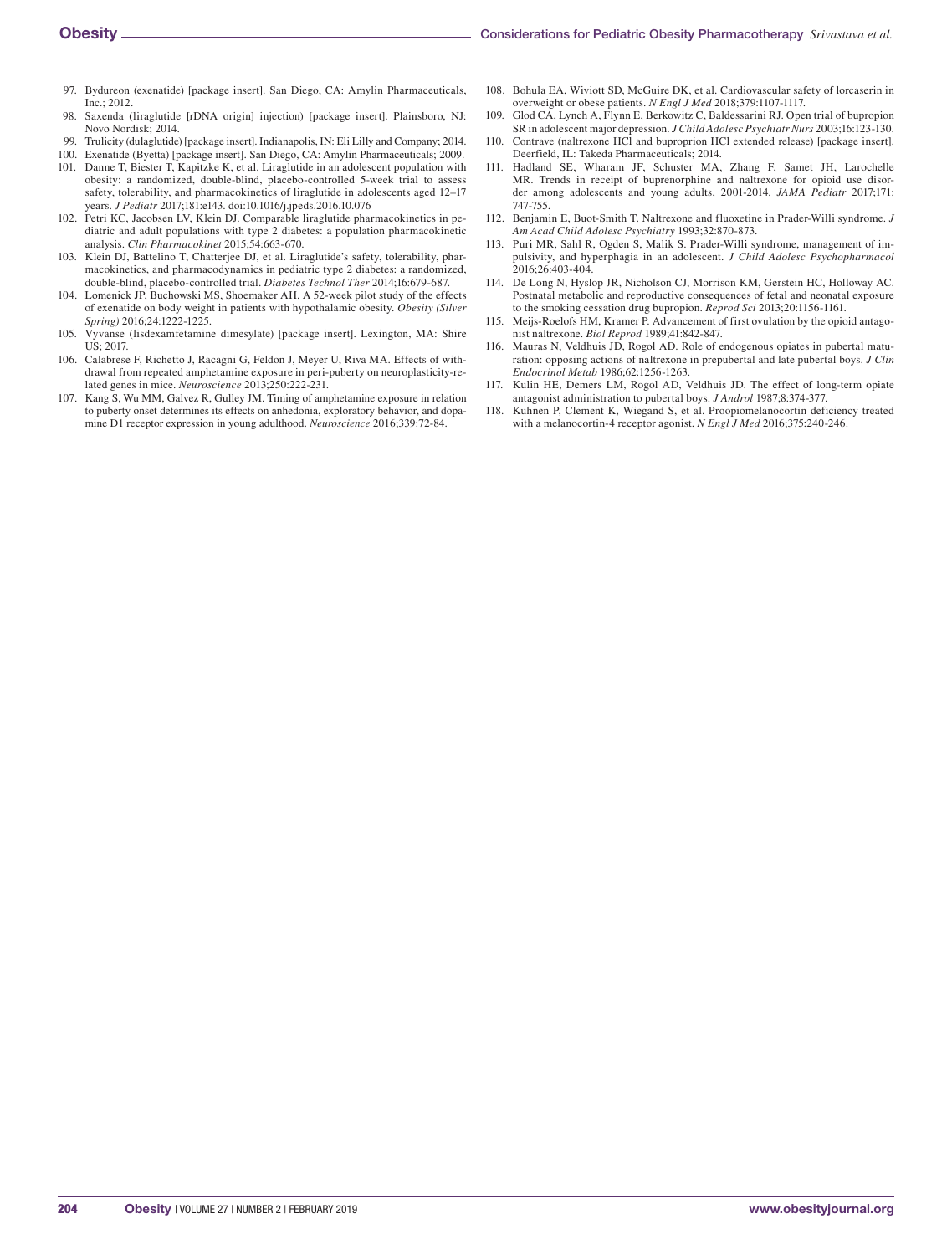97. Bydureon (exenatide) [package insert]. San Diego, CA: Amylin Pharmaceuticals, Inc.; 2012.
98. Saxenda (liraglutide [rDNA origin] injection) [package insert]. Plainsboro, NJ: Novo Nordisk; 2014.
99. Trulicity (dulaglutide) [package insert]. Indianapolis, IN: Eli Lilly and Company; 2014.
100. Exenatide (Byetta) [package insert]. San Diego, CA: Amylin Pharmaceuticals; 2009.
101. Danne T, Biester T, Kapitzke K, et al. Liraglutide in an adolescent population with obesity: a randomized, double-blind, placebo-controlled 5-week trial to assess safety, tolerability, and pharmacokinetics of liraglutide in adolescents aged 12–17 years. *J Pediatr* 2017;181:e143. doi:10.1016/j.jpeds.2016.10.076
102. Petri KC, Jacobsen LV, Klein DJ. Comparable liraglutide pharmacokinetics in pediatric and adult populations with type 2 diabetes: a population pharmacokinetic analysis. *Clin Pharmacokinet* 2015;54:663-670.
103. Klein DJ, Battelino T, Chatterjee DJ, et al. Liraglutide's safety, tolerability, pharmacokinetics, and pharmacodynamics in pediatric type 2 diabetes: a randomized, double-blind, placebo-controlled trial. *Diabetes Technol Ther* 2014;16:679-687.
104. Lomenick JP, Buchowski MS, Shoemaker AH. A 52-week pilot study of the effects of exenatide on body weight in patients with hypothalamic obesity. *Obesity (Silver Spring)* 2016;24:1222-1225.
105. Vyvanse (lisdexamfetamine dimesylate) [package insert]. Lexington, MA: Shire US; 2017.
106. Calabrese F, Richetto J, Racagni G, Feldon J, Meyer U, Riva MA. Effects of withdrawal from repeated amphetamine exposure in peri-puberty on neuroplasticity-related genes in mice. *Neuroscience* 2013;250:222-231.
107. Kang S, Wu MM, Galvez R, Gulley JM. Timing of amphetamine exposure in relation to puberty onset determines its effects on anhedonia, exploratory behavior, and dopamine D1 receptor expression in young adulthood. *Neuroscience* 2016;339:72-84.
108. Bohula EA, Wiviott SD, McGuire DK, et al. Cardiovascular safety of lorcaserin in overweight or obese patients. *N Engl J Med* 2018;379:1107-1117.
109. Glod CA, Lynch A, Flynn E, Berkowitz C, Baldessarini RJ. Open trial of bupropion SR in adolescent major depression. *J Child Adolesc Psychiatr Nurs* 2003;16:123-130.
110. Contrave (naltrexone HCl and buproprion HCl extended release) [package insert]. Deerfield, IL: Takeda Pharmaceuticals; 2014.
111. Hadland SE, Wharam JF, Schuster MA, Zhang F, Samet JH, Larochelle MR. Trends in receipt of buprenorphine and naltrexone for opioid use disorder among adolescents and young adults, 2001-2014. *JAMA Pediatr* 2017;171:747-755.
112. Benjamin E, Buot-Smith T. Naltrexone and fluoxetine in Prader-Willi syndrome. *J Am Acad Child Adolesc Psychiatry* 1993;32:870-873.
113. Puri MR, Sahl R, Ogden S, Malik S. Prader-Willi syndrome, management of impulsivity, and hyperphagia in an adolescent. *J Child Adolesc Psychopharmacol* 2016;26:403-404.
114. De Long N, Hyslop JR, Nicholson CJ, Morrison KM, Gerstein HC, Holloway AC. Postnatal metabolic and reproductive consequences of fetal and neonatal exposure to the smoking cessation drug bupropion. *Reprod Sci* 2013;20:1156-1161.
115. Meijs-Roelofs HM, Kramer P. Advancement of first ovulation by the opioid antagonist naltrexone. *Biol Reprod* 1989;41:842-847.
116. Mauras N, Veldhuis JD, Rogol AD. Role of endogenous opiates in pubertal maturation: opposing actions of naltrexone in prepubertal and late pubertal boys. *J Clin Endocrinol Metab* 1986;62:1256-1263.
117. Kulin HE, Demers LM, Rogol AD, Veldhuis JD. The effect of long-term opiate antagonist administration to pubertal boys. *J Androl* 1987;8:374-377.
118. Kuhnen P, Clement K, Wiegand S, et al. Proopiomelanocortin deficiency treated with a melanocortin-4 receptor agonist. *N Engl J Med* 2016;375:240-246.